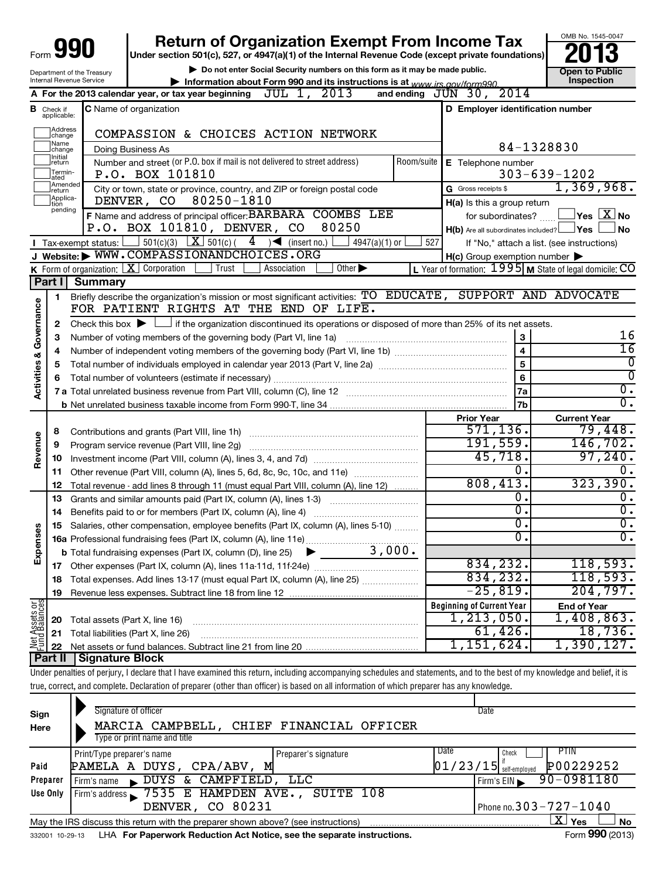Form **990**

# Return of Organization Exempt From Income Tax

**Under section 501(c), 527, or 4947(a)(1) of the Internal Revenue Code (except private foundations)**

▶ Do not enter Social Security numbers on this form as it may be made public.

▶ Information about Form 990 and its instructions is at www.irs.gov/form990.

Department of the Treasury
Internal Revenue Service

OMB No. 1545-0047

**2013**

**Open to Public Inspection**

**A** For the 2013 calendar year, or tax year beginning JUL 1, 2013 and ending JUN 30, 2014

**B** Check if applicable: Address change, Name change, Initial return, Terminated, Amended return, Application pending

**C** Name of organization: COMPASSION & CHOICES ACTION NETWORK

Doing Business As

Number and street (or P.O. box if mail is not delivered to street address): P.O. BOX 101810 Room/suite

City or town, state or province, country, and ZIP or foreign postal code: DENVER, CO 80250-1810

**D** Employer identification number: 84-1328830

**E** Telephone number: 303-639-1202

**G** Gross receipts $ 1,369,968.

**F** Name and address of principal officer: BARBARA COOMBS LEE, P.O. BOX 101810, DENVER, CO 80250

**H(a)** Is this a group return for subordinates? Yes [ ] No [X]

**H(b)** Are all subordinates included? Yes [ ] No [ ]

If "No," attach a list. (see instructions)

**H(c)** Group exemption number ▶

**I** Tax-exempt status: [ ] 501(c)(3) [X] 501(c) ( 4 ) ◀ (insert no.) [ ] 4947(a)(1) or [ ] 527

**J** Website: ▶ WWW.COMPASSIONANDCHOICES.ORG

**K** Form of organization: [X] Corporation [ ] Trust [ ] Association [ ] Other ▶

**L** Year of formation: 1995 **M** State of legal domicile: CO

## Part I Summary

**Activities & Governance**

1. Briefly describe the organization's mission or most significant activities: TO EDUCATE, SUPPORT AND ADVOCATE FOR PATIENT RIGHTS AT THE END OF LIFE.
2. Check this box ▶ [ ] if the organization discontinued its operations or disposed of more than 25% of its net assets.

| | | | |
|---|---|---|---|
| 3 | Number of voting members of the governing body (Part VI, line 1a) | 3 | 16 |
| 4 | Number of independent voting members of the governing body (Part VI, line 1b) | 4 | 16 |
| 5 | Total number of individuals employed in calendar year 2013 (Part V, line 2a) | 5 | 0 |
| 6 | Total number of volunteers (estimate if necessary) | 6 | 0 |
| 7a | Total unrelated business revenue from Part VIII, column (C), line 12 | 7a | 0. |
| b | Net unrelated business taxable income from Form 990-T, line 34 | 7b | 0. |

| | | | Prior Year | Current Year |
|---|---|---|---|---|
| **Revenue** | 8 | Contributions and grants (Part VIII, line 1h) | 571,136. | 79,448. |
| | 9 | Program service revenue (Part VIII, line 2g) | 191,559. | 146,702. |
| | 10 | Investment income (Part VIII, column (A), lines 3, 4, and 7d) | 45,718. | 97,240. |
| | 11 | Other revenue (Part VIII, column (A), lines 5, 6d, 8c, 9c, 10c, and 11e) | 0. | 0. |
| | 12 | Total revenue - add lines 8 through 11 (must equal Part VIII, column (A), line 12) | 808,413. | 323,390. |
| **Expenses** | 13 | Grants and similar amounts paid (Part IX, column (A), lines 1-3) | 0. | 0. |
| | 14 | Benefits paid to or for members (Part IX, column (A), line 4) | 0. | 0. |
| | 15 | Salaries, other compensation, employee benefits (Part IX, column (A), lines 5-10) | 0. | 0. |
| | 16a | Professional fundraising fees (Part IX, column (A), line 11e) | 0. | 0. |
| | b | Total fundraising expenses (Part IX, column (D), line 25) ▶ 3,000. | | |
| | 17 | Other expenses (Part IX, column (A), lines 11a-11d, 11f-24e) | 834,232. | 118,593. |
| | 18 | Total expenses. Add lines 13-17 (must equal Part IX, column (A), line 25) | 834,232. | 118,593. |
| | 19 | Revenue less expenses. Subtract line 18 from line 12 | -25,819. | 204,797. |
| | | | **Beginning of Current Year** | **End of Year** |
| **Net Assets or Fund Balances** | 20 | Total assets (Part X, line 16) | 1,213,050. | 1,408,863. |
| | 21 | Total liabilities (Part X, line 26) | 61,426. | 18,736. |
| | 22 | Net assets or fund balances. Subtract line 21 from line 20 | 1,151,624. | 1,390,127. |

## Part II Signature Block

Under penalties of perjury, I declare that I have examined this return, including accompanying schedules and statements, and to the best of my knowledge and belief, it is true, correct, and complete. Declaration of preparer (other than officer) is based on all information of which preparer has any knowledge.

**Sign Here**

Signature of officer | Date

MARCIA CAMPBELL, CHIEF FINANCIAL OFFICER

Type or print name and title

**Paid Preparer Use Only**

| Print/Type preparer's name | Preparer's signature | Date | Check [ ] if self-employed | PTIN |
|---|---|---|---|---|
| PAMELA A DUYS, CPA/ABV, M | | 01/23/15 | | P00229252 |

Firm's name ▶ DUYS & CAMPFIELD, LLC — Firm's EIN ▶ 90-0981180

Firm's address ▶ 7535 E HAMPDEN AVE., SUITE 108, DENVER, CO 80231 — Phone no. 303-727-1040

May the IRS discuss this return with the preparer shown above? (see instructions) [X] Yes [ ] No

332001 10-29-13 LHA For Paperwork Reduction Act Notice, see the separate instructions. Form **990** (2013)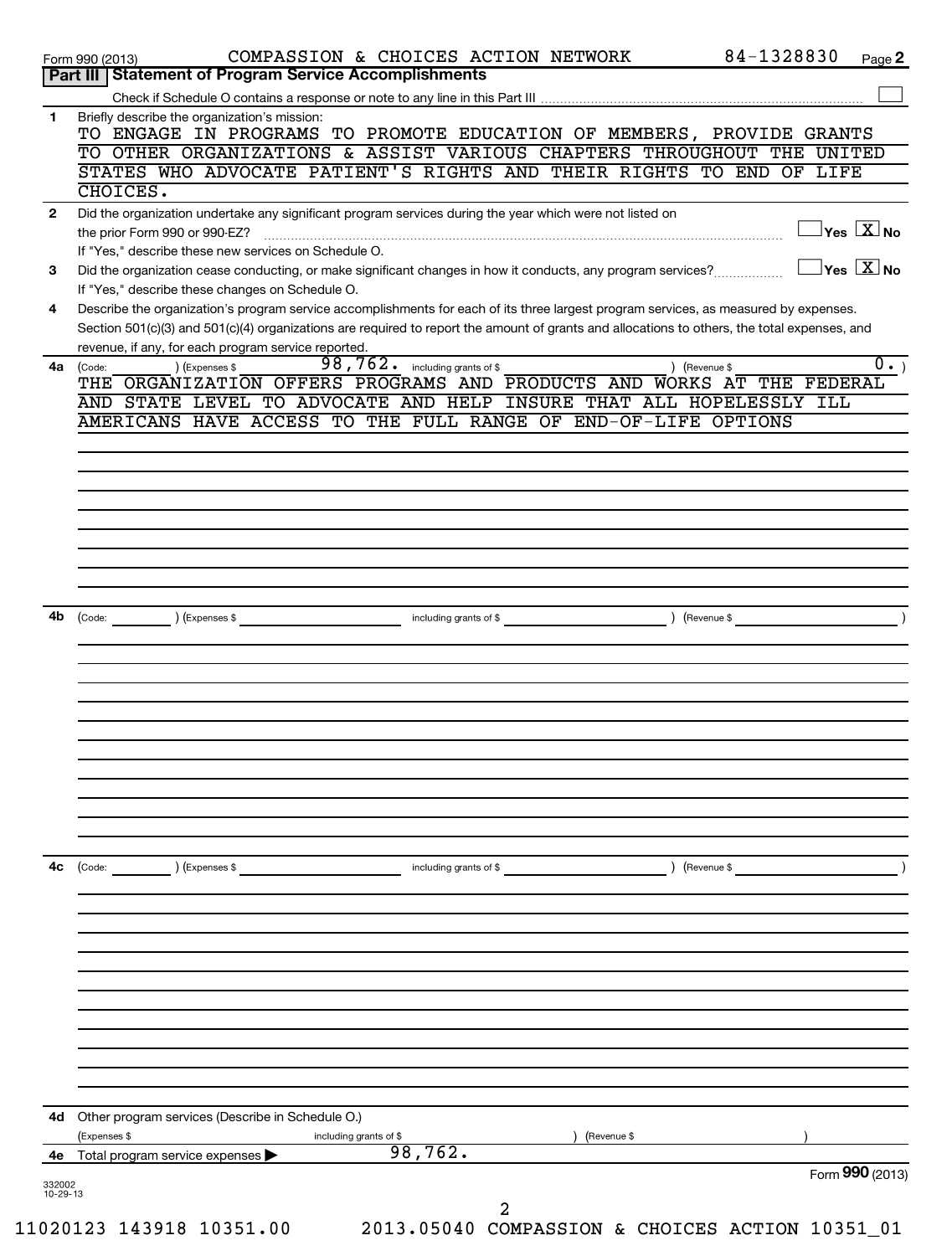Form 990 (2013) COMPASSION & CHOICES ACTION NETWORK 84-1328830 Page **2**

## Part III Statement of Program Service Accomplishments

Check if Schedule O contains a response or note to any line in this Part III ☐

**1** Briefly describe the organization's mission:

TO ENGAGE IN PROGRAMS TO PROMOTE EDUCATION OF MEMBERS, PROVIDE GRANTS TO OTHER ORGANIZATIONS & ASSIST VARIOUS CHAPTERS THROUGHOUT THE UNITED STATES WHO ADVOCATE PATIENT'S RIGHTS AND THEIR RIGHTS TO END OF LIFE CHOICES.

**2** Did the organization undertake any significant program services during the year which were not listed on the prior Form 990 or 990-EZ? ☐ Yes ☒ No

If "Yes," describe these new services on Schedule O.

**3** Did the organization cease conducting, or make significant changes in how it conducts, any program services? ☐ Yes ☒ No

If "Yes," describe these changes on Schedule O.

**4** Describe the organization's program service accomplishments for each of its three largest program services, as measured by expenses. Section 501(c)(3) and 501(c)(4) organizations are required to report the amount of grants and allocations to others, the total expenses, and revenue, if any, for each program service reported.

**4a** (Code: ) (Expenses $ 98,762. including grants of $ ) (Revenue $ 0. )

THE ORGANIZATION OFFERS PROGRAMS AND PRODUCTS AND WORKS AT THE FEDERAL AND STATE LEVEL TO ADVOCATE AND HELP INSURE THAT ALL HOPELESSLY ILL AMERICANS HAVE ACCESS TO THE FULL RANGE OF END-OF-LIFE OPTIONS

**4b** (Code: ) (Expenses $ including grants of $ ) (Revenue $ )

**4c** (Code: ) (Expenses $ including grants of $ ) (Revenue $ )

**4d** Other program services (Describe in Schedule O.)

(Expenses $ including grants of $ ) (Revenue $ )

**4e** Total program service expenses ▶ 98,762.

Form **990** (2013)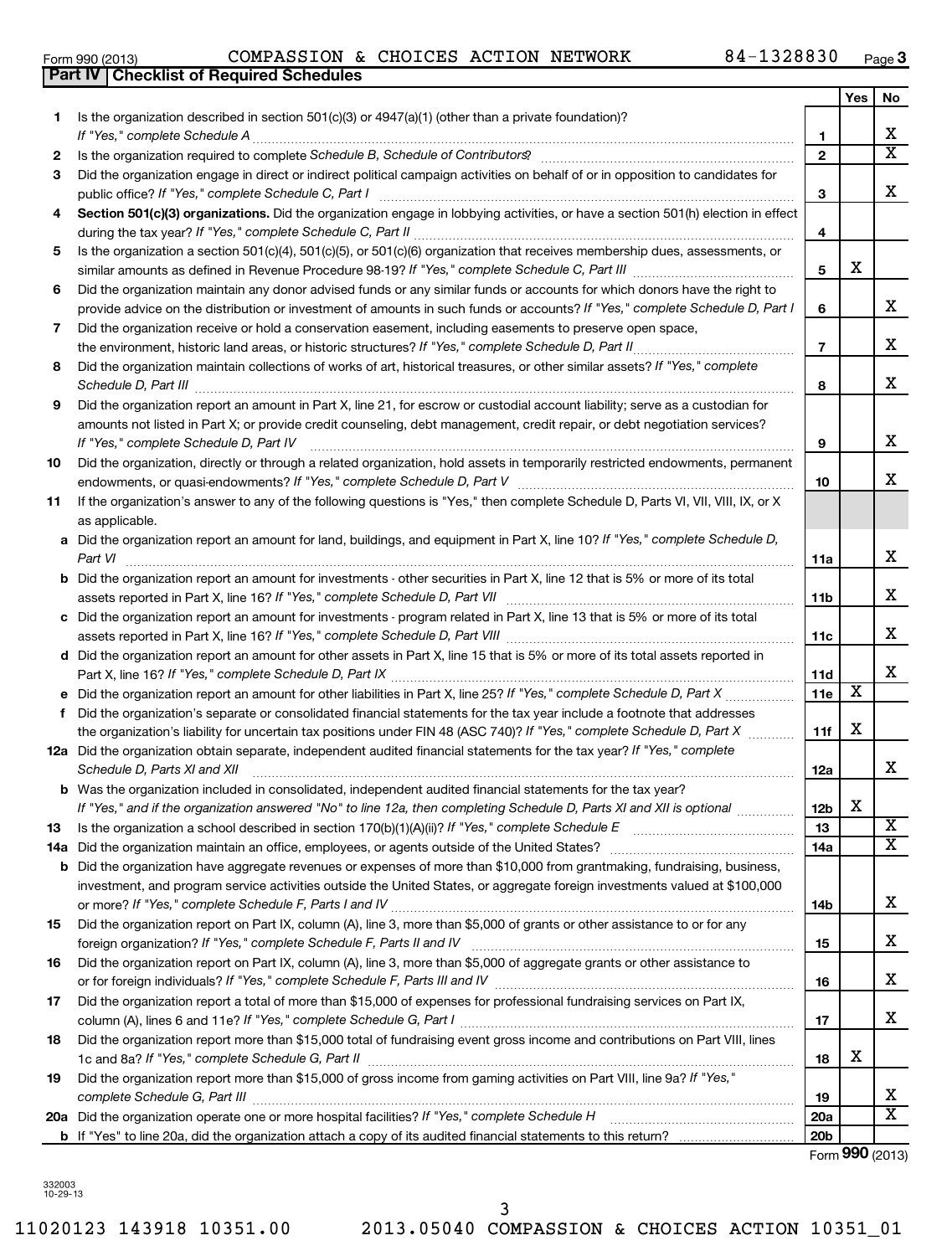Form 990 (2013) COMPASSION & CHOICES ACTION NETWORK 84-1328830

## Part IV Checklist of Required Schedules

| | | | Yes | No |
|---|---|---|---|---|
| 1 | Is the organization described in section 501(c)(3) or 4947(a)(1) (other than a private foundation)? *If "Yes," complete Schedule A* | 1 | | X |
| 2 | Is the organization required to complete *Schedule B, Schedule of Contributors*? | 2 | | X |
| 3 | Did the organization engage in direct or indirect political campaign activities on behalf of or in opposition to candidates for public office? *If "Yes," complete Schedule C, Part I* | 3 | | X |
| 4 | **Section 501(c)(3) organizations.** Did the organization engage in lobbying activities, or have a section 501(h) election in effect during the tax year? *If "Yes," complete Schedule C, Part II* | 4 | | |
| 5 | Is the organization a section 501(c)(4), 501(c)(5), or 501(c)(6) organization that receives membership dues, assessments, or similar amounts as defined in Revenue Procedure 98-19? *If "Yes," complete Schedule C, Part III* | 5 | X | |
| 6 | Did the organization maintain any donor advised funds or any similar funds or accounts for which donors have the right to provide advice on the distribution or investment of amounts in such funds or accounts? *If "Yes," complete Schedule D, Part I* | 6 | | X |
| 7 | Did the organization receive or hold a conservation easement, including easements to preserve open space, the environment, historic land areas, or historic structures? *If "Yes," complete Schedule D, Part II* | 7 | | X |
| 8 | Did the organization maintain collections of works of art, historical treasures, or other similar assets? *If "Yes," complete Schedule D, Part III* | 8 | | X |
| 9 | Did the organization report an amount in Part X, line 21, for escrow or custodial account liability; serve as a custodian for amounts not listed in Part X; or provide credit counseling, debt management, credit repair, or debt negotiation services? *If "Yes," complete Schedule D, Part IV* | 9 | | X |
| 10 | Did the organization, directly or through a related organization, hold assets in temporarily restricted endowments, permanent endowments, or quasi-endowments? *If "Yes," complete Schedule D, Part V* | 10 | | X |
| 11 | If the organization's answer to any of the following questions is "Yes," then complete Schedule D, Parts VI, VII, VIII, IX, or X as applicable. | | | |
| a | Did the organization report an amount for land, buildings, and equipment in Part X, line 10? *If "Yes," complete Schedule D, Part VI* | 11a | | X |
| b | Did the organization report an amount for investments - other securities in Part X, line 12 that is 5% or more of its total assets reported in Part X, line 16? *If "Yes," complete Schedule D, Part VII* | 11b | | X |
| c | Did the organization report an amount for investments - program related in Part X, line 13 that is 5% or more of its total assets reported in Part X, line 16? *If "Yes," complete Schedule D, Part VIII* | 11c | | X |
| d | Did the organization report an amount for other assets in Part X, line 15 that is 5% or more of its total assets reported in Part X, line 16? *If "Yes," complete Schedule D, Part IX* | 11d | | X |
| e | Did the organization report an amount for other liabilities in Part X, line 25? *If "Yes," complete Schedule D, Part X* | 11e | X | |
| f | Did the organization's separate or consolidated financial statements for the tax year include a footnote that addresses the organization's liability for uncertain tax positions under FIN 48 (ASC 740)? *If "Yes," complete Schedule D, Part X* | 11f | X | |
| 12a | Did the organization obtain separate, independent audited financial statements for the tax year? *If "Yes," complete Schedule D, Parts XI and XII* | 12a | | X |
| b | Was the organization included in consolidated, independent audited financial statements for the tax year? *If "Yes," and if the organization answered "No" to line 12a, then completing Schedule D, Parts XI and XII is optional* | 12b | X | |
| 13 | Is the organization a school described in section 170(b)(1)(A)(ii)? *If "Yes," complete Schedule E* | 13 | | X |
| 14a | Did the organization maintain an office, employees, or agents outside of the United States? | 14a | | X |
| b | Did the organization have aggregate revenues or expenses of more than $10,000 from grantmaking, fundraising, business, investment, and program service activities outside the United States, or aggregate foreign investments valued at $100,000 or more? *If "Yes," complete Schedule F, Parts I and IV* | 14b | | X |
| 15 | Did the organization report on Part IX, column (A), line 3, more than $5,000 of grants or other assistance to or for any foreign organization? *If "Yes," complete Schedule F, Parts II and IV* | 15 | | X |
| 16 | Did the organization report on Part IX, column (A), line 3, more than $5,000 of aggregate grants or other assistance to or for foreign individuals? *If "Yes," complete Schedule F, Parts III and IV* | 16 | | X |
| 17 | Did the organization report a total of more than $15,000 of expenses for professional fundraising services on Part IX, column (A), lines 6 and 11e? *If "Yes," complete Schedule G, Part I* | 17 | | X |
| 18 | Did the organization report more than $15,000 total of fundraising event gross income and contributions on Part VIII, lines 1c and 8a? *If "Yes," complete Schedule G, Part II* | 18 | X | |
| 19 | Did the organization report more than $15,000 of gross income from gaming activities on Part VIII, line 9a? *If "Yes," complete Schedule G, Part III* | 19 | | X |
| 20a | Did the organization operate one or more hospital facilities? *If "Yes," complete Schedule H* | 20a | | X |
| b | If "Yes" to line 20a, did the organization attach a copy of its audited financial statements to this return? | 20b | | |

Form **990** (2013)

332003
10-29-13

11020123 143918 10351.00 2013.05040 COMPASSION & CHOICES ACTION 10351_01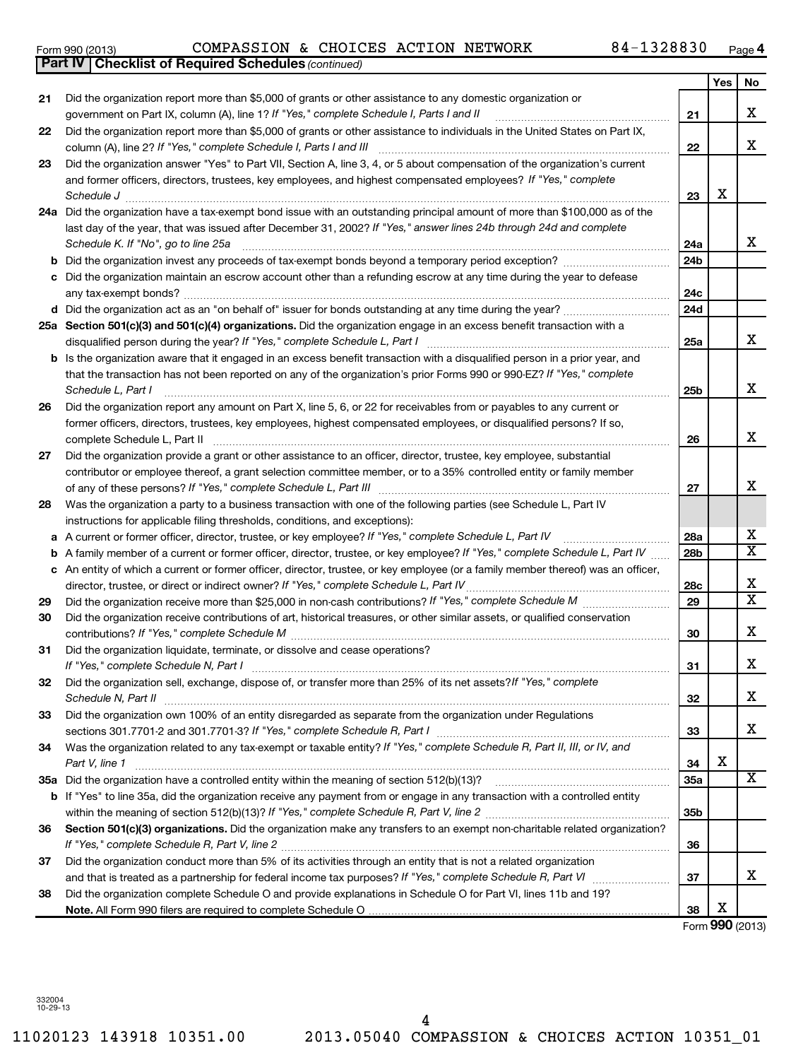Form 990 (2013) COMPASSION & CHOICES ACTION NETWORK 84-1328830 Page 4

**Part IV Checklist of Required Schedules** *(continued)*

| | | | Yes | No |
|---|---|---|---|---|
| 21 | Did the organization report more than $5,000 of grants or other assistance to any domestic organization or government on Part IX, column (A), line 1? *If "Yes," complete Schedule I, Parts I and II* | 21 | | X |
| 22 | Did the organization report more than $5,000 of grants or other assistance to individuals in the United States on Part IX, column (A), line 2? *If "Yes," complete Schedule I, Parts I and III* | 22 | | X |
| 23 | Did the organization answer "Yes" to Part VII, Section A, line 3, 4, or 5 about compensation of the organization's current and former officers, directors, trustees, key employees, and highest compensated employees? *If "Yes," complete Schedule J* | 23 | X | |
| 24a | Did the organization have a tax-exempt bond issue with an outstanding principal amount of more than $100,000 as of the last day of the year, that was issued after December 31, 2002? *If "Yes," answer lines 24b through 24d and complete Schedule K. If "No", go to line 25a* | 24a | | X |
| b | Did the organization invest any proceeds of tax-exempt bonds beyond a temporary period exception? | 24b | | |
| c | Did the organization maintain an escrow account other than a refunding escrow at any time during the year to defease any tax-exempt bonds? | 24c | | |
| d | Did the organization act as an "on behalf of" issuer for bonds outstanding at any time during the year? | 24d | | |
| 25a | **Section 501(c)(3) and 501(c)(4) organizations.** Did the organization engage in an excess benefit transaction with a disqualified person during the year? *If "Yes," complete Schedule L, Part I* | 25a | | X |
| b | Is the organization aware that it engaged in an excess benefit transaction with a disqualified person in a prior year, and that the transaction has not been reported on any of the organization's prior Forms 990 or 990-EZ? *If "Yes," complete Schedule L, Part I* | 25b | | X |
| 26 | Did the organization report any amount on Part X, line 5, 6, or 22 for receivables from or payables to any current or former officers, directors, trustees, key employees, highest compensated employees, or disqualified persons? If so, complete Schedule L, Part II | 26 | | X |
| 27 | Did the organization provide a grant or other assistance to an officer, director, trustee, key employee, substantial contributor or employee thereof, a grant selection committee member, or to a 35% controlled entity or family member of any of these persons? *If "Yes," complete Schedule L, Part III* | 27 | | X |
| 28 | Was the organization a party to a business transaction with one of the following parties (see Schedule L, Part IV instructions for applicable filing thresholds, conditions, and exceptions): | | | |
| a | A current or former officer, director, trustee, or key employee? *If "Yes," complete Schedule L, Part IV* | 28a | | X |
| b | A family member of a current or former officer, director, trustee, or key employee? *If "Yes," complete Schedule L, Part IV* | 28b | | X |
| c | An entity of which a current or former officer, director, trustee, or key employee (or a family member thereof) was an officer, director, trustee, or direct or indirect owner? *If "Yes," complete Schedule L, Part IV* | 28c | | X |
| 29 | Did the organization receive more than $25,000 in non-cash contributions? *If "Yes," complete Schedule M* | 29 | | X |
| 30 | Did the organization receive contributions of art, historical treasures, or other similar assets, or qualified conservation contributions? *If "Yes," complete Schedule M* | 30 | | X |
| 31 | Did the organization liquidate, terminate, or dissolve and cease operations? *If "Yes," complete Schedule N, Part I* | 31 | | X |
| 32 | Did the organization sell, exchange, dispose of, or transfer more than 25% of its net assets? *If "Yes," complete Schedule N, Part II* | 32 | | X |
| 33 | Did the organization own 100% of an entity disregarded as separate from the organization under Regulations sections 301.7701-2 and 301.7701-3? *If "Yes," complete Schedule R, Part I* | 33 | | X |
| 34 | Was the organization related to any tax-exempt or taxable entity? *If "Yes," complete Schedule R, Part II, III, or IV, and Part V, line 1* | 34 | X | |
| 35a | Did the organization have a controlled entity within the meaning of section 512(b)(13)? | 35a | | X |
| b | If "Yes" to line 35a, did the organization receive any payment from or engage in any transaction with a controlled entity within the meaning of section 512(b)(13)? *If "Yes," complete Schedule R, Part V, line 2* | 35b | | |
| 36 | **Section 501(c)(3) organizations.** Did the organization make any transfers to an exempt non-charitable related organization? *If "Yes," complete Schedule R, Part V, line 2* | 36 | | |
| 37 | Did the organization conduct more than 5% of its activities through an entity that is not a related organization and that is treated as a partnership for federal income tax purposes? *If "Yes," complete Schedule R, Part VI* | 37 | | X |
| 38 | Did the organization complete Schedule O and provide explanations in Schedule O for Part VI, lines 11b and 19? **Note.** All Form 990 filers are required to complete Schedule O | 38 | X | |

Form **990** (2013)

332004 10-29-13

11020123 143918 10351.00 2013.05040 COMPASSION & CHOICES ACTION 10351_01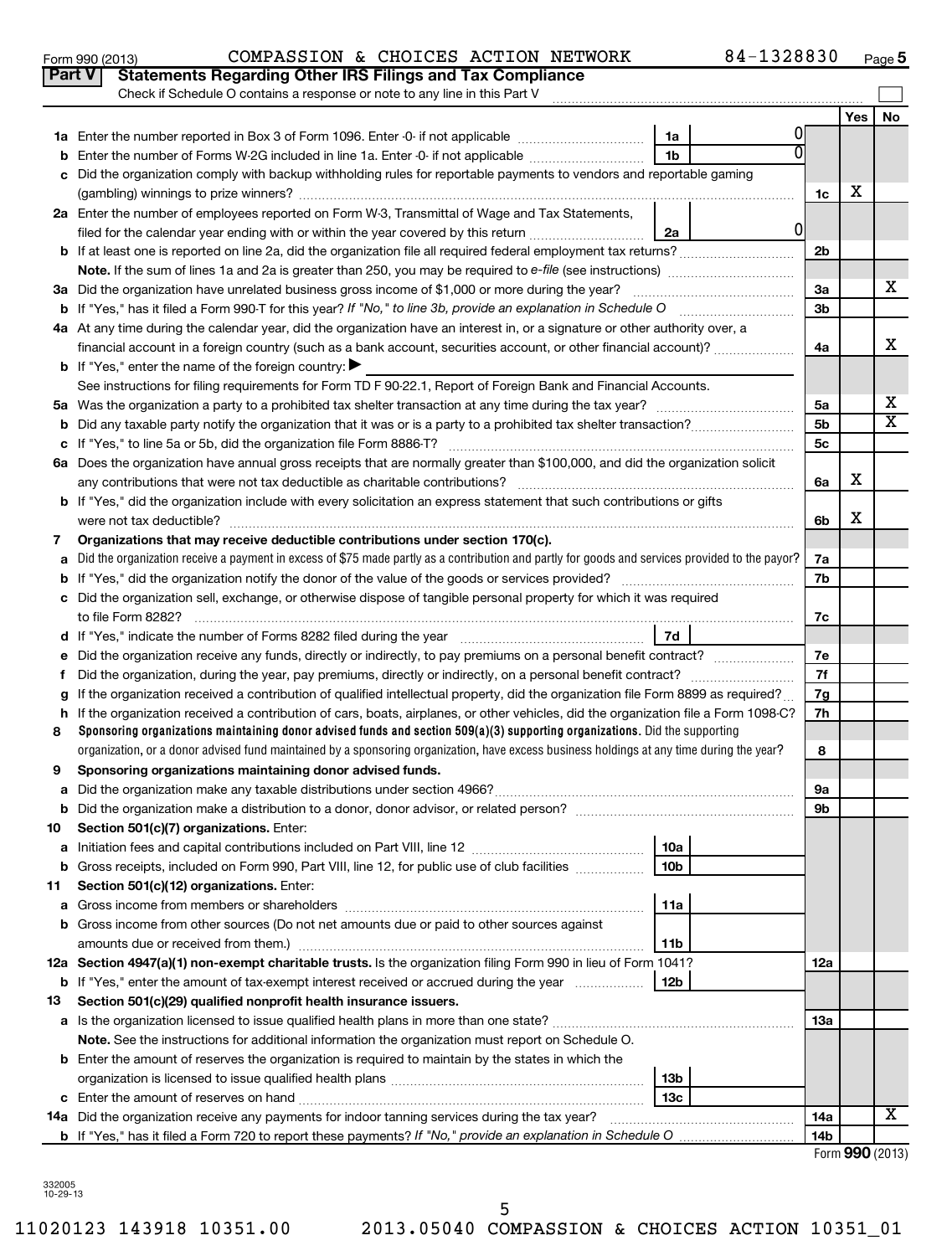Form 990 (2013) COMPASSION & CHOICES ACTION NETWORK 84-1328830

## Part V Statements Regarding Other IRS Filings and Tax Compliance

Check if Schedule O contains a response or note to any line in this Part V

| | | | | | Yes | No |
|---|---|---|---|---|---|---|
| **1a** | Enter the number reported in Box 3 of Form 1096. Enter -0- if not applicable | 1a | 0 | | | |
| **b** | Enter the number of Forms W-2G included in line 1a. Enter -0- if not applicable | 1b | 0 | | | |
| **c** | Did the organization comply with backup withholding rules for reportable payments to vendors and reportable gaming (gambling) winnings to prize winners? | | | 1c | X | |
| **2a** | Enter the number of employees reported on Form W-3, Transmittal of Wage and Tax Statements, filed for the calendar year ending with or within the year covered by this return | 2a | 0 | | | |
| **b** | If at least one is reported on line 2a, did the organization file all required federal employment tax returns? | | | 2b | | |
| | **Note.** If the sum of lines 1a and 2a is greater than 250, you may be required to *e-file* (see instructions) | | | | | |
| **3a** | Did the organization have unrelated business gross income of $1,000 or more during the year? | | | 3a | | X |
| **b** | If "Yes," has it filed a Form 990-T for this year? *If "No," to line 3b, provide an explanation in Schedule O* | | | 3b | | |
| **4a** | At any time during the calendar year, did the organization have an interest in, or a signature or other authority over, a financial account in a foreign country (such as a bank account, securities account, or other financial account)? | | | 4a | | X |
| **b** | If "Yes," enter the name of the foreign country: ▶ | | | | | |
| | See instructions for filing requirements for Form TD F 90-22.1, Report of Foreign Bank and Financial Accounts. | | | | | |
| **5a** | Was the organization a party to a prohibited tax shelter transaction at any time during the tax year? | | | 5a | | X |
| **b** | Did any taxable party notify the organization that it was or is a party to a prohibited tax shelter transaction? | | | 5b | | X |
| **c** | If "Yes," to line 5a or 5b, did the organization file Form 8886-T? | | | 5c | | |
| **6a** | Does the organization have annual gross receipts that are normally greater than $100,000, and did the organization solicit any contributions that were not tax deductible as charitable contributions? | | | 6a | X | |
| **b** | If "Yes," did the organization include with every solicitation an express statement that such contributions or gifts were not tax deductible? | | | 6b | X | |
| **7** | **Organizations that may receive deductible contributions under section 170(c).** | | | | | |
| **a** | Did the organization receive a payment in excess of $75 made partly as a contribution and partly for goods and services provided to the payor? | | | 7a | | |
| **b** | If "Yes," did the organization notify the donor of the value of the goods or services provided? | | | 7b | | |
| **c** | Did the organization sell, exchange, or otherwise dispose of tangible personal property for which it was required to file Form 8282? | | | 7c | | |
| **d** | If "Yes," indicate the number of Forms 8282 filed during the year | 7d | | | | |
| **e** | Did the organization receive any funds, directly or indirectly, to pay premiums on a personal benefit contract? | | | 7e | | |
| **f** | Did the organization, during the year, pay premiums, directly or indirectly, on a personal benefit contract? | | | 7f | | |
| **g** | If the organization received a contribution of qualified intellectual property, did the organization file Form 8899 as required? | | | 7g | | |
| **h** | If the organization received a contribution of cars, boats, airplanes, or other vehicles, did the organization file a Form 1098-C? | | | 7h | | |
| **8** | **Sponsoring organizations maintaining donor advised funds and section 509(a)(3) supporting organizations.** Did the supporting organization, or a donor advised fund maintained by a sponsoring organization, have excess business holdings at any time during the year? | | | 8 | | |
| **9** | **Sponsoring organizations maintaining donor advised funds.** | | | | | |
| **a** | Did the organization make any taxable distributions under section 4966? | | | 9a | | |
| **b** | Did the organization make a distribution to a donor, donor advisor, or related person? | | | 9b | | |
| **10** | **Section 501(c)(7) organizations.** Enter: | | | | | |
| **a** | Initiation fees and capital contributions included on Part VIII, line 12 | 10a | | | | |
| **b** | Gross receipts, included on Form 990, Part VIII, line 12, for public use of club facilities | 10b | | | | |
| **11** | **Section 501(c)(12) organizations.** Enter: | | | | | |
| **a** | Gross income from members or shareholders | 11a | | | | |
| **b** | Gross income from other sources (Do not net amounts due or paid to other sources against amounts due or received from them.) | 11b | | | | |
| **12a** | **Section 4947(a)(1) non-exempt charitable trusts.** Is the organization filing Form 990 in lieu of Form 1041? | | | 12a | | |
| **b** | If "Yes," enter the amount of tax-exempt interest received or accrued during the year | 12b | | | | |
| **13** | **Section 501(c)(29) qualified nonprofit health insurance issuers.** | | | | | |
| **a** | Is the organization licensed to issue qualified health plans in more than one state? | | | 13a | | |
| | **Note.** See the instructions for additional information the organization must report on Schedule O. | | | | | |
| **b** | Enter the amount of reserves the organization is required to maintain by the states in which the organization is licensed to issue qualified health plans | 13b | | | | |
| **c** | Enter the amount of reserves on hand | 13c | | | | |
| **14a** | Did the organization receive any payments for indoor tanning services during the tax year? | | | 14a | | X |
| **b** | If "Yes," has it filed a Form 720 to report these payments? *If "No," provide an explanation in Schedule O* | | | 14b | | |

Form **990** (2013)

332005 10-29-13

11020123 143918 10351.00 2013.05040 COMPASSION & CHOICES ACTION 10351_01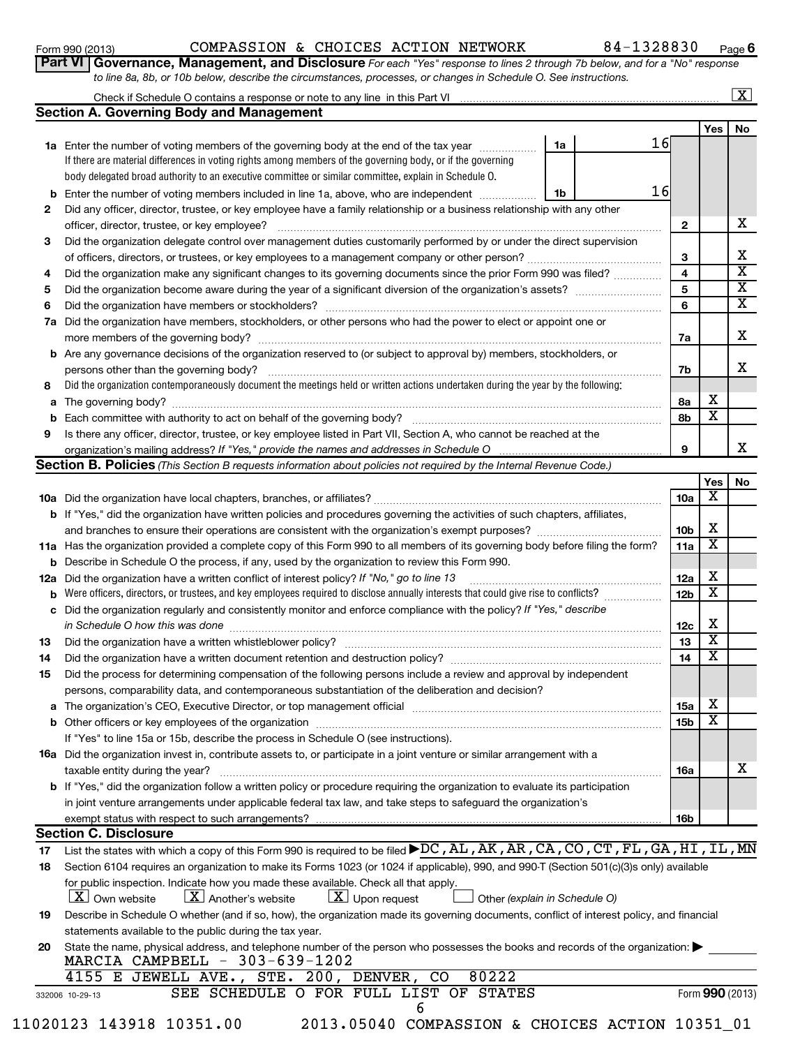Form 990 (2013) COMPASSION & CHOICES ACTION NETWORK 84-1328830 Page 6

## Part VI Governance, Management, and Disclosure

*For each "Yes" response to lines 2 through 7b below, and for a "No" response to line 8a, 8b, or 10b below, describe the circumstances, processes, or changes in Schedule O. See instructions.*

Check if Schedule O contains a response or note to any line in this Part VI ..... [X]

### Section A. Governing Body and Management

| | | | | Yes | No |
|---|---|---|---|---|---|
| **1a** | Enter the number of voting members of the governing body at the end of the tax year (1a) | 16 | | | |
| | If there are material differences in voting rights among members of the governing body, or if the governing body delegated broad authority to an executive committee or similar committee, explain in Schedule O. | | | | |
| **b** | Enter the number of voting members included in line 1a, above, who are independent (1b) | 16 | | | |
| **2** | Did any officer, director, trustee, or key employee have a family relationship or a business relationship with any other officer, director, trustee, or key employee? | | 2 | | X |
| **3** | Did the organization delegate control over management duties customarily performed by or under the direct supervision of officers, directors, or trustees, or key employees to a management company or other person? | | 3 | | X |
| **4** | Did the organization make any significant changes to its governing documents since the prior Form 990 was filed? | | 4 | | X |
| **5** | Did the organization become aware during the year of a significant diversion of the organization's assets? | | 5 | | X |
| **6** | Did the organization have members or stockholders? | | 6 | | X |
| **7a** | Did the organization have members, stockholders, or other persons who had the power to elect or appoint one or more members of the governing body? | | 7a | | X |
| **b** | Are any governance decisions of the organization reserved to (or subject to approval by) members, stockholders, or persons other than the governing body? | | 7b | | X |
| **8** | Did the organization contemporaneously document the meetings held or written actions undertaken during the year by the following: | | | | |
| **a** | The governing body? | | 8a | X | |
| **b** | Each committee with authority to act on behalf of the governing body? | | 8b | X | |
| **9** | Is there any officer, director, trustee, or key employee listed in Part VII, Section A, who cannot be reached at the organization's mailing address? *If "Yes," provide the names and addresses in Schedule O* | | 9 | | X |

### Section B. Policies *(This Section B requests information about policies not required by the Internal Revenue Code.)*

| | | | Yes | No |
|---|---|---|---|---|
| **10a** | Did the organization have local chapters, branches, or affiliates? | 10a | X | |
| **b** | If "Yes," did the organization have written policies and procedures governing the activities of such chapters, affiliates, and branches to ensure their operations are consistent with the organization's exempt purposes? | 10b | X | |
| **11a** | Has the organization provided a complete copy of this Form 990 to all members of its governing body before filing the form? | 11a | X | |
| **b** | Describe in Schedule O the process, if any, used by the organization to review this Form 990. | | | |
| **12a** | Did the organization have a written conflict of interest policy? *If "No," go to line 13* | 12a | X | |
| **b** | Were officers, directors, or trustees, and key employees required to disclose annually interests that could give rise to conflicts? | 12b | X | |
| **c** | Did the organization regularly and consistently monitor and enforce compliance with the policy? *If "Yes," describe in Schedule O how this was done* | 12c | X | |
| **13** | Did the organization have a written whistleblower policy? | 13 | X | |
| **14** | Did the organization have a written document retention and destruction policy? | 14 | X | |
| **15** | Did the process for determining compensation of the following persons include a review and approval by independent persons, comparability data, and contemporaneous substantiation of the deliberation and decision? | | | |
| **a** | The organization's CEO, Executive Director, or top management official | 15a | X | |
| **b** | Other officers or key employees of the organization | 15b | X | |
| | If "Yes" to line 15a or 15b, describe the process in Schedule O (see instructions). | | | |
| **16a** | Did the organization invest in, contribute assets to, or participate in a joint venture or similar arrangement with a taxable entity during the year? | 16a | | X |
| **b** | If "Yes," did the organization follow a written policy or procedure requiring the organization to evaluate its participation in joint venture arrangements under applicable federal tax law, and take steps to safeguard the organization's exempt status with respect to such arrangements? | 16b | | |

### Section C. Disclosure

**17** List the states with which a copy of this Form 990 is required to be filed ▶ DC,AL,AK,AR,CA,CO,CT,FL,GA,HI,IL,MN

**18** Section 6104 requires an organization to make its Forms 1023 (or 1024 if applicable), 990, and 990-T (Section 501(c)(3)s only) available for public inspection. Indicate how you made these available. Check all that apply.

[X] Own website [X] Another's website [X] Upon request [ ] Other *(explain in Schedule O)*

**19** Describe in Schedule O whether (and if so, how), the organization made its governing documents, conflict of interest policy, and financial statements available to the public during the tax year.

**20** State the name, physical address, and telephone number of the person who possesses the books and records of the organization: ▶

MARCIA CAMPBELL - 303-639-1202
4155 E JEWELL AVE., STE. 200, DENVER, CO 80222

SEE SCHEDULE O FOR FULL LIST OF STATES

332006 10-29-13 Form **990** (2013)

11020123 143918 10351.00 2013.05040 COMPASSION & CHOICES ACTION 10351_01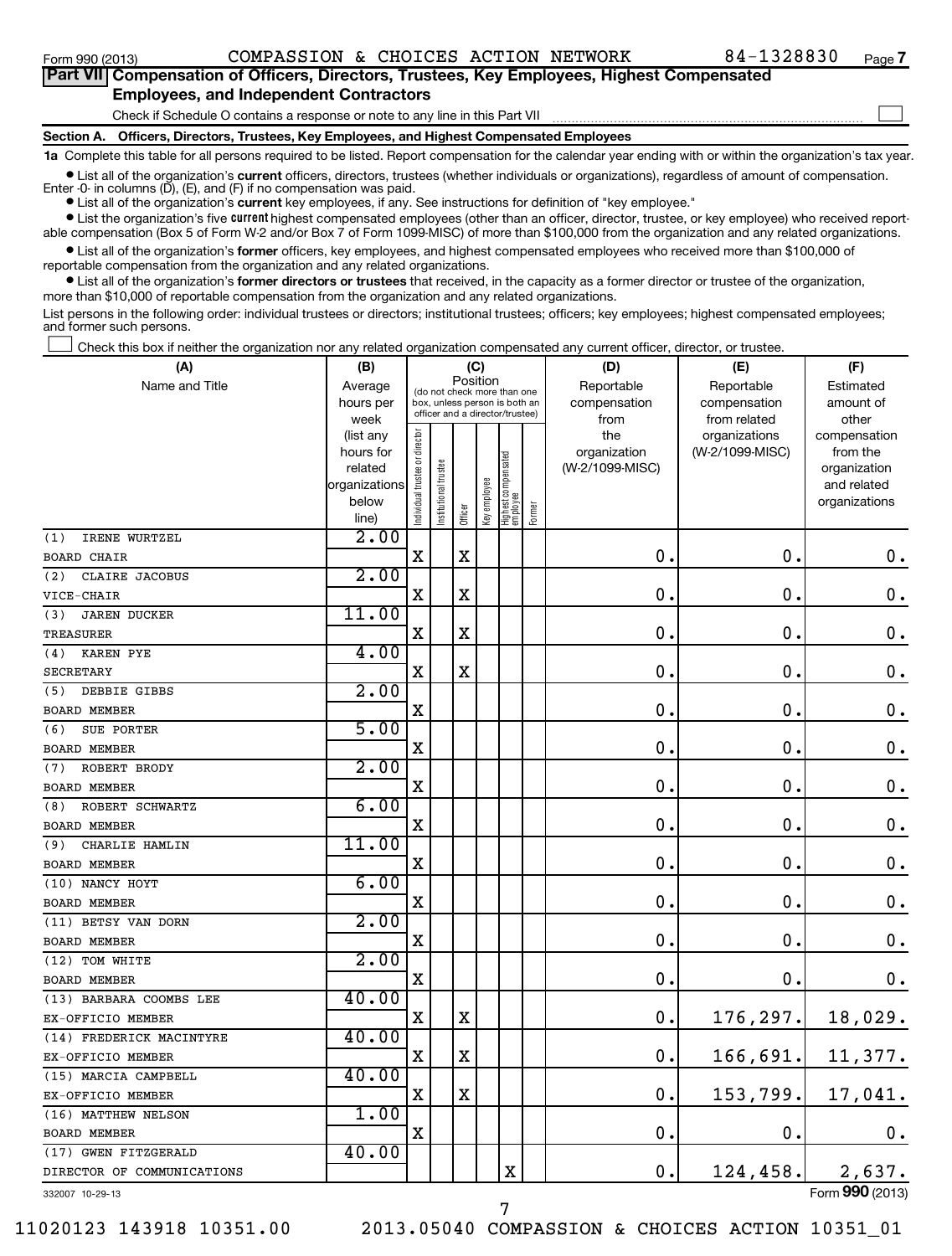Form 990 (2013) COMPASSION & CHOICES ACTION NETWORK 84-1328830 Page 7

**Part VII Compensation of Officers, Directors, Trustees, Key Employees, Highest Compensated Employees, and Independent Contractors**

Check if Schedule O contains a response or note to any line in this Part VII ☐

**Section A. Officers, Directors, Trustees, Key Employees, and Highest Compensated Employees**

**1a** Complete this table for all persons required to be listed. Report compensation for the calendar year ending with or within the organization's tax year.

- List all of the organization's **current** officers, directors, trustees (whether individuals or organizations), regardless of amount of compensation. Enter -0- in columns (D), (E), and (F) if no compensation was paid.
- List all of the organization's **current** key employees, if any. See instructions for definition of "key employee."
- List the organization's five **current** highest compensated employees (other than an officer, director, trustee, or key employee) who received reportable compensation (Box 5 of Form W-2 and/or Box 7 of Form 1099-MISC) of more than $100,000 from the organization and any related organizations.
- List all of the organization's **former** officers, key employees, and highest compensated employees who received more than $100,000 of reportable compensation from the organization and any related organizations.
- List all of the organization's **former directors or trustees** that received, in the capacity as a former director or trustee of the organization, more than $10,000 of reportable compensation from the organization and any related organizations.

List persons in the following order: individual trustees or directors; institutional trustees; officers; key employees; highest compensated employees; and former such persons.

☐ Check this box if neither the organization nor any related organization compensated any current officer, director, or trustee.

| (A) Name and Title | (B) Average hours per week (list any hours for related organizations below line) | (C) Position: Individual trustee or director | Institutional trustee | Officer | Key employee | Highest compensated employee | Former | (D) Reportable compensation from the organization (W-2/1099-MISC) | (E) Reportable compensation from related organizations (W-2/1099-MISC) | (F) Estimated amount of other compensation from the organization and related organizations |
|---|---|---|---|---|---|---|---|---|---|---|
| (1) IRENE WURTZEL<br>BOARD CHAIR | 2.00 | X | | X | | | | 0. | 0. | 0. |
| (2) CLAIRE JACOBUS<br>VICE-CHAIR | 2.00 | X | | X | | | | 0. | 0. | 0. |
| (3) JAREN DUCKER<br>TREASURER | 11.00 | X | | X | | | | 0. | 0. | 0. |
| (4) KAREN PYE<br>SECRETARY | 4.00 | X | | X | | | | 0. | 0. | 0. |
| (5) DEBBIE GIBBS<br>BOARD MEMBER | 2.00 | X | | | | | | 0. | 0. | 0. |
| (6) SUE PORTER<br>BOARD MEMBER | 5.00 | X | | | | | | 0. | 0. | 0. |
| (7) ROBERT BRODY<br>BOARD MEMBER | 2.00 | X | | | | | | 0. | 0. | 0. |
| (8) ROBERT SCHWARTZ<br>BOARD MEMBER | 6.00 | X | | | | | | 0. | 0. | 0. |
| (9) CHARLIE HAMLIN<br>BOARD MEMBER | 11.00 | X | | | | | | 0. | 0. | 0. |
| (10) NANCY HOYT<br>BOARD MEMBER | 6.00 | X | | | | | | 0. | 0. | 0. |
| (11) BETSY VAN DORN<br>BOARD MEMBER | 2.00 | X | | | | | | 0. | 0. | 0. |
| (12) TOM WHITE<br>BOARD MEMBER | 2.00 | X | | | | | | 0. | 0. | 0. |
| (13) BARBARA COOMBS LEE<br>EX-OFFICIO MEMBER | 40.00 | X | | X | | | | 0. | 176,297. | 18,029. |
| (14) FREDERICK MACINTYRE<br>EX-OFFICIO MEMBER | 40.00 | X | | X | | | | 0. | 166,691. | 11,377. |
| (15) MARCIA CAMPBELL<br>EX-OFFICIO MEMBER | 40.00 | X | | X | | | | 0. | 153,799. | 17,041. |
| (16) MATTHEW NELSON<br>BOARD MEMBER | 1.00 | X | | | | | | 0. | 0. | 0. |
| (17) GWEN FITZGERALD<br>DIRECTOR OF COMMUNICATIONS | 40.00 | | | | | X | | 0. | 124,458. | 2,637. |

332007 10-29-13 Form **990** (2013)

11020123 143918 10351.00 2013.05040 COMPASSION & CHOICES ACTION 10351_01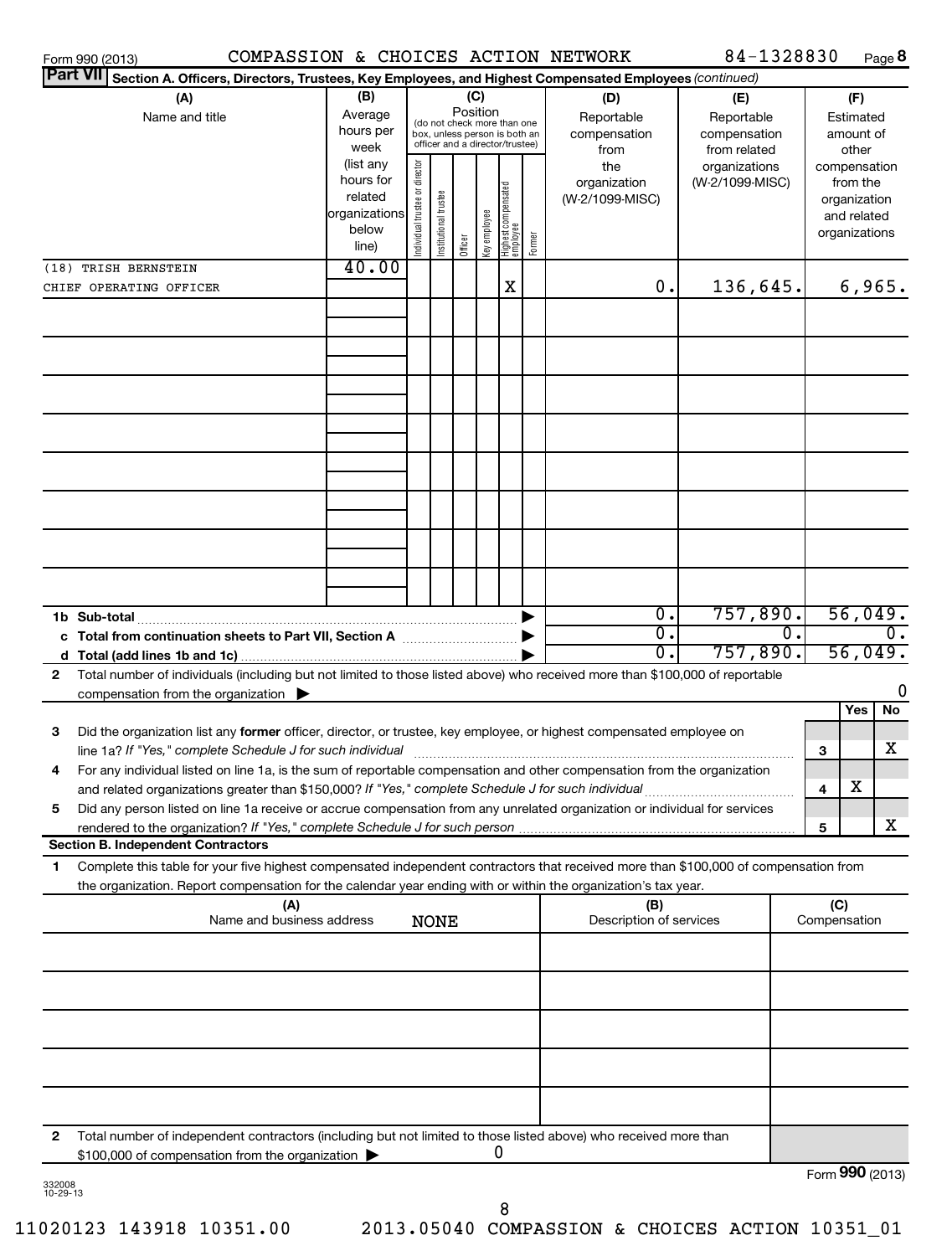Form 990 (2013) COMPASSION & CHOICES ACTION NETWORK 84-1328830 Page 8

**Part VII** Section A. Officers, Directors, Trustees, Key Employees, and Highest Compensated Employees *(continued)*

| (A) Name and title | (B) Average hours per week (list any hours for related organizations below line) | (C) Position: Individual trustee or director | Institutional trustee | Officer | Key employee | Highest compensated employee | Former | (D) Reportable compensation from the organization (W-2/1099-MISC) | (E) Reportable compensation from related organizations (W-2/1099-MISC) | (F) Estimated amount of other compensation from the organization and related organizations |
|---|---|---|---|---|---|---|---|---|---|---|
| (18) TRISH BERNSTEIN | 40.00 | | | | | | | | | |
| CHIEF OPERATING OFFICER | | | | | | X | | 0. | 136,645. | 6,965. |

| | (D) | (E) | (F) |
|---|---|---|---|
| 1b Sub-total | 0. | 757,890. | 56,049. |
| c Total from continuation sheets to Part VII, Section A | 0. | 0. | 0. |
| d Total (add lines 1b and 1c) | 0. | 757,890. | 56,049. |

2 Total number of individuals (including but not limited to those listed above) who received more than $100,000 of reportable compensation from the organization ▶ 0

| | | Yes | No |
|---|---|---|---|
| 3 Did the organization list any **former** officer, director, or trustee, key employee, or highest compensated employee on line 1a? *If "Yes," complete Schedule J for such individual* | 3 | | X |
| 4 For any individual listed on line 1a, is the sum of reportable compensation and other compensation from the organization and related organizations greater than $150,000? *If "Yes," complete Schedule J for such individual* | 4 | X | |
| 5 Did any person listed on line 1a receive or accrue compensation from any unrelated organization or individual for services rendered to the organization? *If "Yes," complete Schedule J for such person* | 5 | | X |

**Section B. Independent Contractors**

1 Complete this table for your five highest compensated independent contractors that received more than $100,000 of compensation from the organization. Report compensation for the calendar year ending with or within the organization's tax year.

| (A) Name and business address | (B) Description of services | (C) Compensation |
|---|---|---|
| NONE | | |

2 Total number of independent contractors (including but not limited to those listed above) who received more than $100,000 of compensation from the organization ▶ 0

Form **990** (2013)

332008 10-29-13

11020123 143918 10351.00 2013.05040 COMPASSION & CHOICES ACTION 10351_01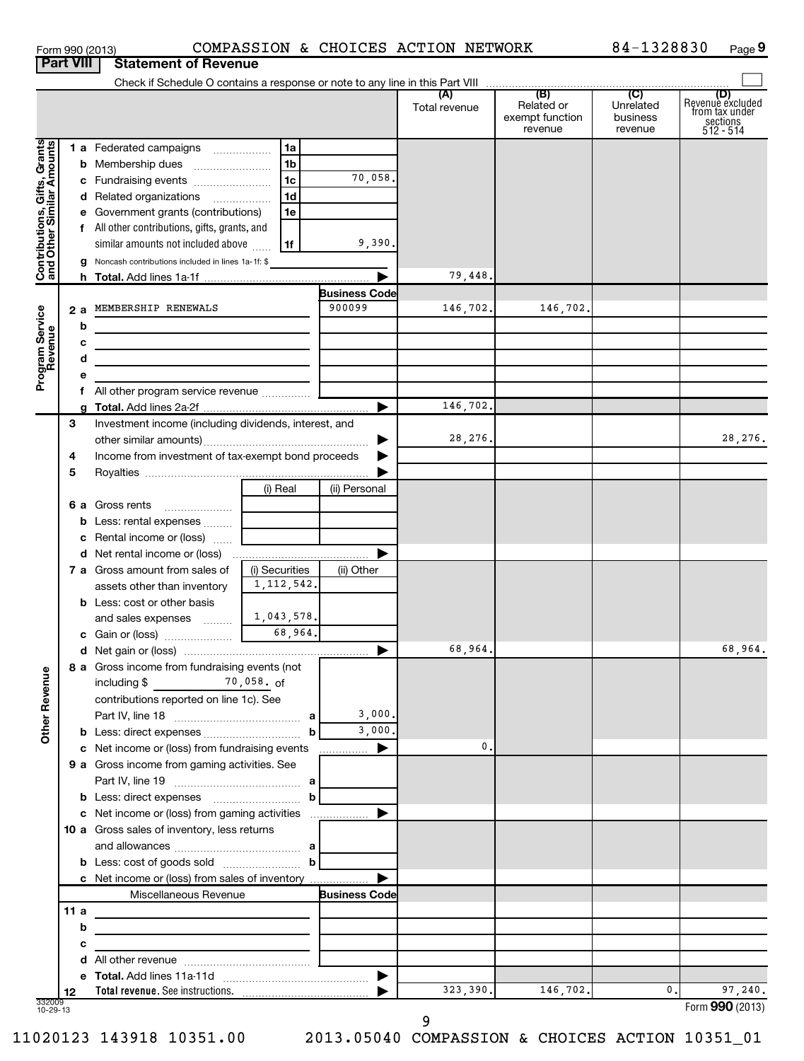Form 990 (2013) COMPASSION & CHOICES ACTION NETWORK 84-1328830

## Part VIII Statement of Revenue

Check if Schedule O contains a response or note to any line in this Part VIII

| | | | | (A) Total revenue | (B) Related or exempt function revenue | (C) Unrelated business revenue | (D) Revenue excluded from tax under sections 512 - 514 |
|---|---|---|---|---|---|---|---|
| **Contributions, Gifts, Grants and Other Similar Amounts** | 1 a Federated campaigns | 1a | | | | | |
| | b Membership dues | 1b | | | | | |
| | c Fundraising events | 1c | 70,058. | | | | |
| | d Related organizations | 1d | | | | | |
| | e Government grants (contributions) | 1e | | | | | |
| | f All other contributions, gifts, grants, and similar amounts not included above | 1f | 9,390. | | | | |
| | g Noncash contributions included in lines 1a-1f: $ | | | | | | |
| | h Total. Add lines 1a-1f | | | 79,448. | | | |
| **Program Service Revenue** | | | Business Code | | | | |
| | 2 a MEMBERSHIP RENEWALS | | 900099 | 146,702. | 146,702. | | |
| | b | | | | | | |
| | c | | | | | | |
| | d | | | | | | |
| | e | | | | | | |
| | f All other program service revenue | | | | | | |
| | g Total. Add lines 2a-2f | | | 146,702. | | | |
| **Other Revenue** | 3 Investment income (including dividends, interest, and other similar amounts) | | | 28,276. | | | 28,276. |
| | 4 Income from investment of tax-exempt bond proceeds | | | | | | |
| | 5 Royalties | | | | | | |
| | | (i) Real | (ii) Personal | | | | |
| | 6 a Gross rents | | | | | | |
| | b Less: rental expenses | | | | | | |
| | c Rental income or (loss) | | | | | | |
| | d Net rental income or (loss) | | | | | | |
| | 7 a Gross amount from sales of assets other than inventory | (i) Securities 1,112,542. | (ii) Other | | | | |
| | b Less: cost or other basis and sales expenses | 1,043,578. | | | | | |
| | c Gain or (loss) | 68,964. | | | | | |
| | d Net gain or (loss) | | | 68,964. | | | 68,964. |
| | 8 a Gross income from fundraising events (not including $ 70,058. of contributions reported on line 1c). See Part IV, line 18 | a | 3,000. | | | | |
| | b Less: direct expenses | b | 3,000. | | | | |
| | c Net income or (loss) from fundraising events | | | 0. | | | |
| | 9 a Gross income from gaming activities. See Part IV, line 19 | a | | | | | |
| | b Less: direct expenses | b | | | | | |
| | c Net income or (loss) from gaming activities | | | | | | |
| | 10 a Gross sales of inventory, less returns and allowances | a | | | | | |
| | b Less: cost of goods sold | b | | | | | |
| | c Net income or (loss) from sales of inventory | | | | | | |
| | Miscellaneous Revenue | | Business Code | | | | |
| | 11 a | | | | | | |
| | b | | | | | | |
| | c | | | | | | |
| | d All other revenue | | | | | | |
| | e Total. Add lines 11a-11d | | | | | | |
| | 12 Total revenue. See instructions. | | | 323,390. | 146,702. | 0. | 97,240. |

332009 10-29-13

Form **990** (2013)

11020123 143918 10351.00 2013.05040 COMPASSION & CHOICES ACTION 10351_01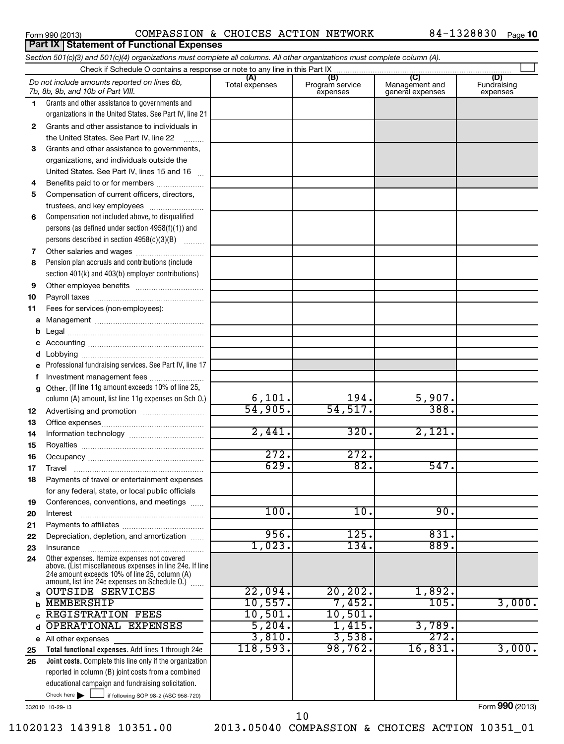Form 990 (2013) COMPASSION & CHOICES ACTION NETWORK 84-1328830 Page 10

## Part IX Statement of Functional Expenses

*Section 501(c)(3) and 501(c)(4) organizations must complete all columns. All other organizations must complete column (A).*

Check if Schedule O contains a response or note to any line in this Part IX

| *Do not include amounts reported on lines 6b, 7b, 8b, 9b, and 10b of Part VIII.* | (A) Total expenses | (B) Program service expenses | (C) Management and general expenses | (D) Fundraising expenses |
|---|---|---|---|---|
| 1 Grants and other assistance to governments and organizations in the United States. See Part IV, line 21 | | | | |
| 2 Grants and other assistance to individuals in the United States. See Part IV, line 22 | | | | |
| 3 Grants and other assistance to governments, organizations, and individuals outside the United States. See Part IV, lines 15 and 16 | | | | |
| 4 Benefits paid to or for members | | | | |
| 5 Compensation of current officers, directors, trustees, and key employees | | | | |
| 6 Compensation not included above, to disqualified persons (as defined under section 4958(f)(1)) and persons described in section 4958(c)(3)(B) | | | | |
| 7 Other salaries and wages | | | | |
| 8 Pension plan accruals and contributions (include section 401(k) and 403(b) employer contributions) | | | | |
| 9 Other employee benefits | | | | |
| 10 Payroll taxes | | | | |
| 11 Fees for services (non-employees): | | | | |
| a Management | | | | |
| b Legal | | | | |
| c Accounting | | | | |
| d Lobbying | | | | |
| e Professional fundraising services. See Part IV, line 17 | | | | |
| f Investment management fees | | | | |
| g Other. (If line 11g amount exceeds 10% of line 25, column (A) amount, list line 11g expenses on Sch O.) | 6,101. | 194. | 5,907. | |
| 12 Advertising and promotion | 54,905. | 54,517. | 388. | |
| 13 Office expenses | | | | |
| 14 Information technology | 2,441. | 320. | 2,121. | |
| 15 Royalties | | | | |
| 16 Occupancy | 272. | 272. | | |
| 17 Travel | 629. | 82. | 547. | |
| 18 Payments of travel or entertainment expenses for any federal, state, or local public officials | | | | |
| 19 Conferences, conventions, and meetings | | | | |
| 20 Interest | 100. | 10. | 90. | |
| 21 Payments to affiliates | | | | |
| 22 Depreciation, depletion, and amortization | 956. | 125. | 831. | |
| 23 Insurance | 1,023. | 134. | 889. | |
| 24 Other expenses. Itemize expenses not covered above. (List miscellaneous expenses in line 24e. If line 24e amount exceeds 10% of line 25, column (A) amount, list line 24e expenses on Schedule O.) | | | | |
| a OUTSIDE SERVICES | 22,094. | 20,202. | 1,892. | |
| b MEMBERSHIP | 10,557. | 7,452. | 105. | 3,000. |
| c REGISTRATION FEES | 10,501. | 10,501. | | |
| d OPERATIONAL EXPENSES | 5,204. | 1,415. | 3,789. | |
| e All other expenses | 3,810. | 3,538. | 272. | |
| 25 **Total functional expenses.** Add lines 1 through 24e | 118,593. | 98,762. | 16,831. | 3,000. |
| 26 **Joint costs.** Complete this line only if the organization reported in column (B) joint costs from a combined educational campaign and fundraising solicitation. Check here ☐ if following SOP 98-2 (ASC 958-720) | | | | |

332010 10-29-13

Form **990** (2013)

11020123 143918 10351.00 2013.05040 COMPASSION & CHOICES ACTION 10351_01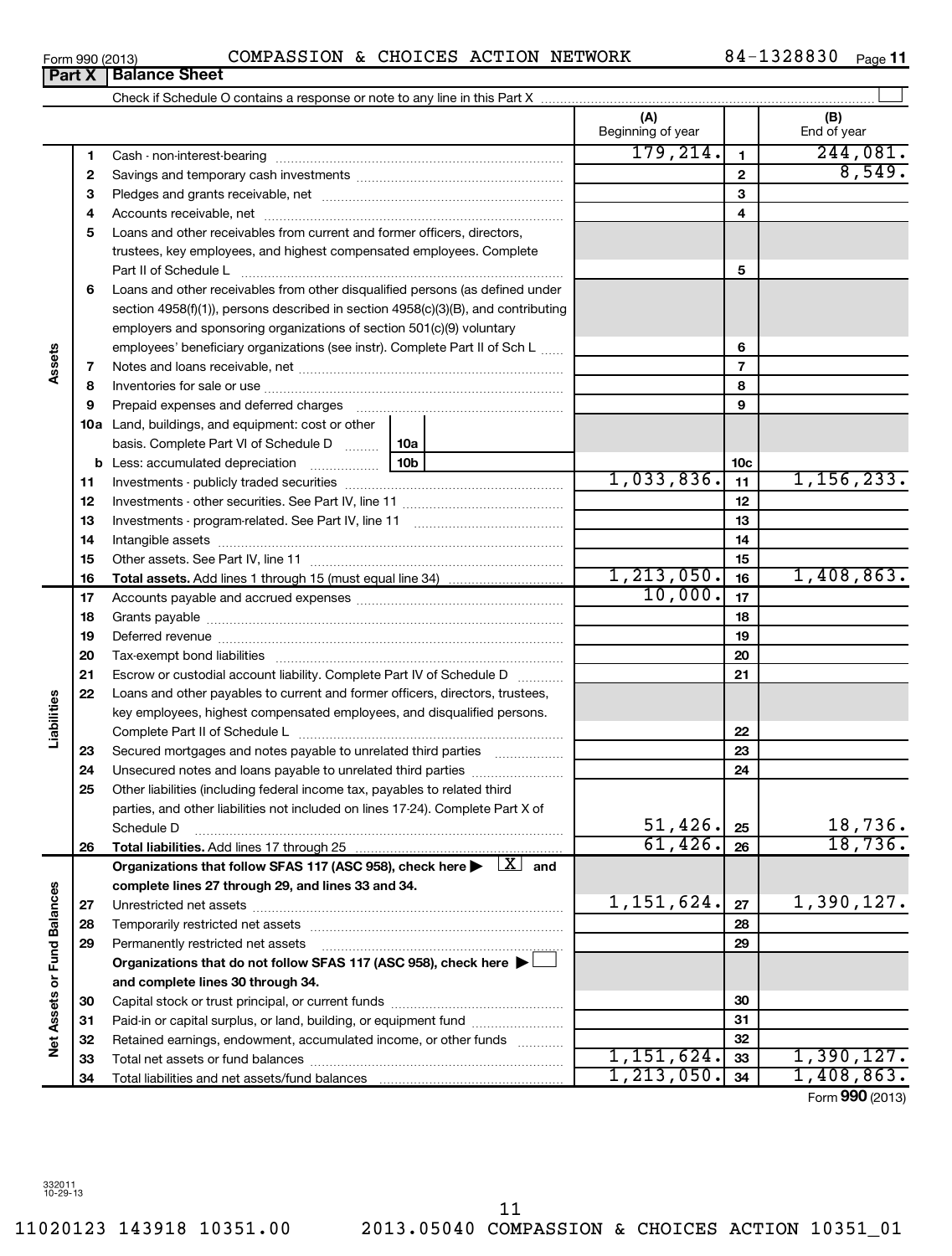Form 990 (2013) COMPASSION & CHOICES ACTION NETWORK 84-1328830

## Part X Balance Sheet

Check if Schedule O contains a response or note to any line in this Part X

| | | | (A) Beginning of year | | (B) End of year |
|---|---|---|---|---|---|
| **Assets** | 1 | Cash - non-interest-bearing | 179,214. | 1 | 244,081. |
| | 2 | Savings and temporary cash investments | | 2 | 8,549. |
| | 3 | Pledges and grants receivable, net | | 3 | |
| | 4 | Accounts receivable, net | | 4 | |
| | 5 | Loans and other receivables from current and former officers, directors, trustees, key employees, and highest compensated employees. Complete Part II of Schedule L | | 5 | |
| | 6 | Loans and other receivables from other disqualified persons (as defined under section 4958(f)(1)), persons described in section 4958(c)(3)(B), and contributing employers and sponsoring organizations of section 501(c)(9) voluntary employees' beneficiary organizations (see instr). Complete Part II of Sch L | | 6 | |
| | 7 | Notes and loans receivable, net | | 7 | |
| | 8 | Inventories for sale or use | | 8 | |
| | 9 | Prepaid expenses and deferred charges | | 9 | |
| | 10a | Land, buildings, and equipment: cost or other basis. Complete Part VI of Schedule D — 10a | | | |
| | b | Less: accumulated depreciation — 10b | | 10c | |
| | 11 | Investments - publicly traded securities | 1,033,836. | 11 | 1,156,233. |
| | 12 | Investments - other securities. See Part IV, line 11 | | 12 | |
| | 13 | Investments - program-related. See Part IV, line 11 | | 13 | |
| | 14 | Intangible assets | | 14 | |
| | 15 | Other assets. See Part IV, line 11 | | 15 | |
| | 16 | **Total assets.** Add lines 1 through 15 (must equal line 34) | 1,213,050. | 16 | 1,408,863. |
| **Liabilities** | 17 | Accounts payable and accrued expenses | 10,000. | 17 | |
| | 18 | Grants payable | | 18 | |
| | 19 | Deferred revenue | | 19 | |
| | 20 | Tax-exempt bond liabilities | | 20 | |
| | 21 | Escrow or custodial account liability. Complete Part IV of Schedule D | | 21 | |
| | 22 | Loans and other payables to current and former officers, directors, trustees, key employees, highest compensated employees, and disqualified persons. Complete Part II of Schedule L | | 22 | |
| | 23 | Secured mortgages and notes payable to unrelated third parties | | 23 | |
| | 24 | Unsecured notes and loans payable to unrelated third parties | | 24 | |
| | 25 | Other liabilities (including federal income tax, payables to related third parties, and other liabilities not included on lines 17-24). Complete Part X of Schedule D | 51,426. | 25 | 18,736. |
| | 26 | **Total liabilities.** Add lines 17 through 25 | 61,426. | 26 | 18,736. |
| **Net Assets or Fund Balances** | | **Organizations that follow SFAS 117 (ASC 958), check here ▶ [X] and complete lines 27 through 29, and lines 33 and 34.** | | | |
| | 27 | Unrestricted net assets | 1,151,624. | 27 | 1,390,127. |
| | 28 | Temporarily restricted net assets | | 28 | |
| | 29 | Permanently restricted net assets | | 29 | |
| | | **Organizations that do not follow SFAS 117 (ASC 958), check here ▶ [ ] and complete lines 30 through 34.** | | | |
| | 30 | Capital stock or trust principal, or current funds | | 30 | |
| | 31 | Paid-in or capital surplus, or land, building, or equipment fund | | 31 | |
| | 32 | Retained earnings, endowment, accumulated income, or other funds | | 32 | |
| | 33 | Total net assets or fund balances | 1,151,624. | 33 | 1,390,127. |
| | 34 | Total liabilities and net assets/fund balances | 1,213,050. | 34 | 1,408,863. |

Form **990** (2013)

332011 10-29-13

11020123 143918 10351.00 2013.05040 COMPASSION & CHOICES ACTION 10351_01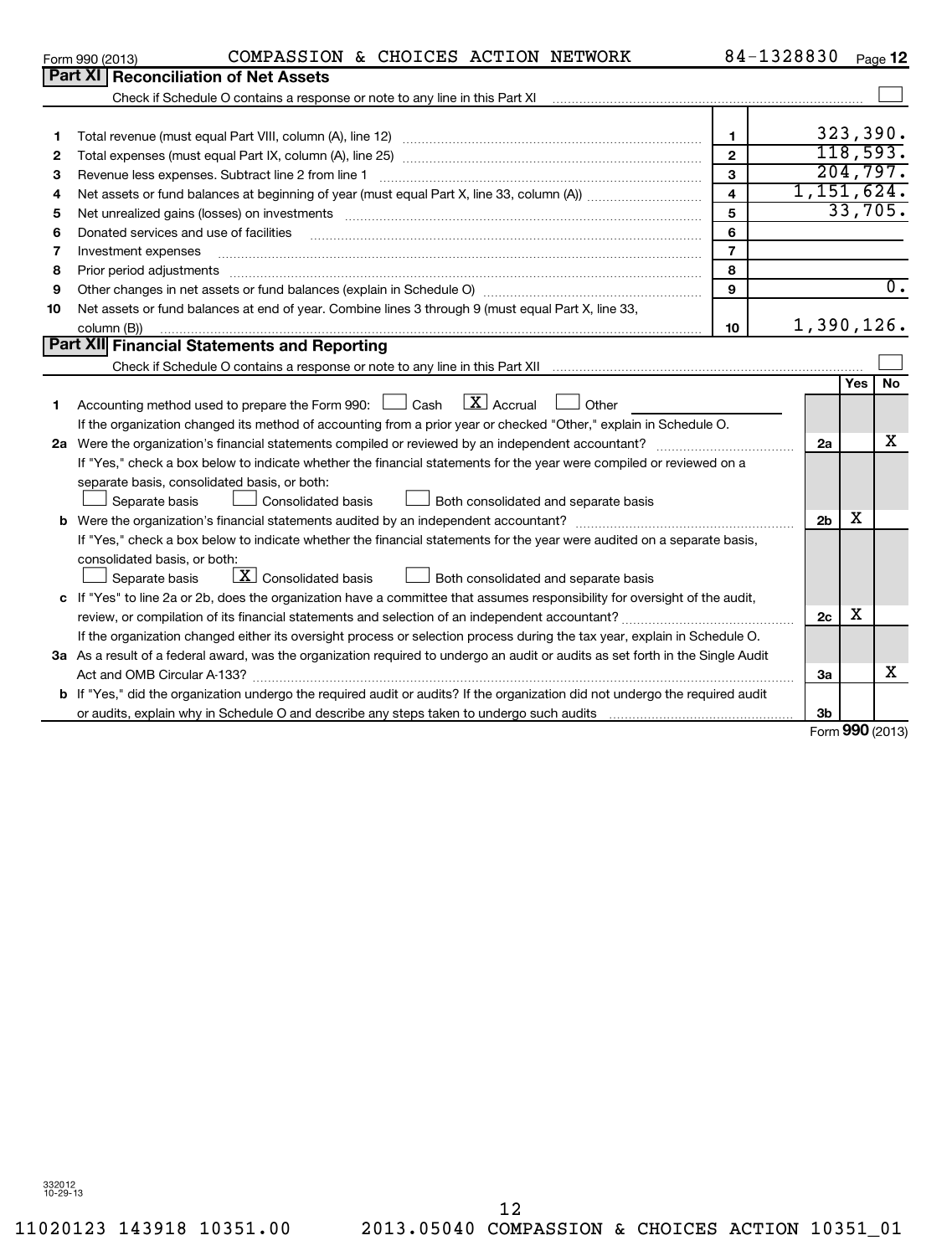Form 990 (2013) COMPASSION & CHOICES ACTION NETWORK 84-1328830

## Part XI Reconciliation of Net Assets

Check if Schedule O contains a response or note to any line in this Part XI ☐

| | | | |
|---|---|---|---|
| 1 | Total revenue (must equal Part VIII, column (A), line 12) | 1 | 323,390. |
| 2 | Total expenses (must equal Part IX, column (A), line 25) | 2 | 118,593. |
| 3 | Revenue less expenses. Subtract line 2 from line 1 | 3 | 204,797. |
| 4 | Net assets or fund balances at beginning of year (must equal Part X, line 33, column (A)) | 4 | 1,151,624. |
| 5 | Net unrealized gains (losses) on investments | 5 | 33,705. |
| 6 | Donated services and use of facilities | 6 | |
| 7 | Investment expenses | 7 | |
| 8 | Prior period adjustments | 8 | |
| 9 | Other changes in net assets or fund balances (explain in Schedule O) | 9 | 0. |
| 10 | Net assets or fund balances at end of year. Combine lines 3 through 9 (must equal Part X, line 33, column (B)) | 10 | 1,390,126. |

## Part XII Financial Statements and Reporting

Check if Schedule O contains a response or note to any line in this Part XII ☐

| | | | Yes | No |
|---|---|---|---|---|
| 1 | Accounting method used to prepare the Form 990: ☐ Cash ☒ Accrual ☐ Other<br>If the organization changed its method of accounting from a prior year or checked "Other," explain in Schedule O. | | | |
| 2a | Were the organization's financial statements compiled or reviewed by an independent accountant?<br>If "Yes," check a box below to indicate whether the financial statements for the year were compiled or reviewed on a separate basis, consolidated basis, or both:<br>☐ Separate basis ☐ Consolidated basis ☐ Both consolidated and separate basis | 2a | | X |
| b | Were the organization's financial statements audited by an independent accountant?<br>If "Yes," check a box below to indicate whether the financial statements for the year were audited on a separate basis, consolidated basis, or both:<br>☐ Separate basis ☒ Consolidated basis ☐ Both consolidated and separate basis | 2b | X | |
| c | If "Yes" to line 2a or 2b, does the organization have a committee that assumes responsibility for oversight of the audit, review, or compilation of its financial statements and selection of an independent accountant?<br>If the organization changed either its oversight process or selection process during the tax year, explain in Schedule O. | 2c | X | |
| 3a | As a result of a federal award, was the organization required to undergo an audit or audits as set forth in the Single Audit Act and OMB Circular A-133? | 3a | | X |
| b | If "Yes," did the organization undergo the required audit or audits? If the organization did not undergo the required audit or audits, explain why in Schedule O and describe any steps taken to undergo such audits | 3b | | |

Form **990** (2013)

332012 10-29-13

11020123 143918 10351.00 2013.05040 COMPASSION & CHOICES ACTION 10351_01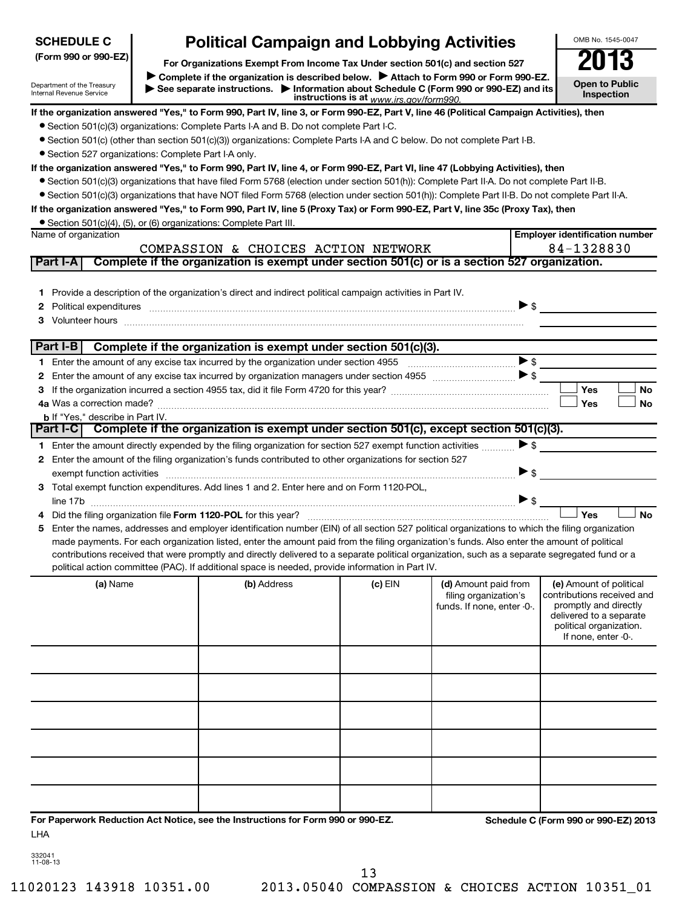**SCHEDULE C (Form 990 or 990-EZ)**

Department of the Treasury
Internal Revenue Service

# Political Campaign and Lobbying Activities

**For Organizations Exempt From Income Tax Under section 501(c) and section 527**

▶ **Complete if the organization is described below.** ▶ **Attach to Form 990 or Form 990-EZ.**
▶ **See separate instructions.** ▶ **Information about Schedule C (Form 990 or 990-EZ) and its instructions is at** *www.irs.gov/form990.*

OMB No. 1545-0047

**2013**

**Open to Public Inspection**

**If the organization answered "Yes," to Form 990, Part IV, line 3, or Form 990-EZ, Part V, line 46 (Political Campaign Activities), then**

- Section 501(c)(3) organizations: Complete Parts I-A and B. Do not complete Part I-C.
- Section 501(c) (other than section 501(c)(3)) organizations: Complete Parts I-A and C below. Do not complete Part I-B.
- Section 527 organizations: Complete Part I-A only.

**If the organization answered "Yes," to Form 990, Part IV, line 4, or Form 990-EZ, Part VI, line 47 (Lobbying Activities), then**

- Section 501(c)(3) organizations that have filed Form 5768 (election under section 501(h)): Complete Part II-A. Do not complete Part II-B.
- Section 501(c)(3) organizations that have NOT filed Form 5768 (election under section 501(h)): Complete Part II-B. Do not complete Part II-A.

**If the organization answered "Yes," to Form 990, Part IV, line 5 (Proxy Tax) or Form 990-EZ, Part V, line 35c (Proxy Tax), then**

- Section 501(c)(4), (5), or (6) organizations: Complete Part III.

| Name of organization | Employer identification number |
|---|---|
| COMPASSION & CHOICES ACTION NETWORK | 84-1328830 |

## Part I-A Complete if the organization is exempt under section 501(c) or is a section 527 organization.

1. Provide a description of the organization's direct and indirect political campaign activities in Part IV.
2. Political expenditures ▶ $
3. Volunteer hours

## Part I-B Complete if the organization is exempt under section 501(c)(3).

1. Enter the amount of any excise tax incurred by the organization under section 4955 ▶ $
2. Enter the amount of any excise tax incurred by organization managers under section 4955 ▶ $
3. If the organization incurred a section 4955 tax, did it file Form 4720 for this year? ☐ Yes ☐ No

4a. Was a correction made? ☐ Yes ☐ No

b. If "Yes," describe in Part IV.

## Part I-C Complete if the organization is exempt under section 501(c), except section 501(c)(3).

1. Enter the amount directly expended by the filing organization for section 527 exempt function activities ▶ $
2. Enter the amount of the filing organization's funds contributed to other organizations for section 527 exempt function activities ▶ $
3. Total exempt function expenditures. Add lines 1 and 2. Enter here and on Form 1120-POL, line 17b ▶ $
4. Did the filing organization file **Form 1120-POL** for this year? ☐ Yes ☐ No
5. Enter the names, addresses and employer identification number (EIN) of all section 527 political organizations to which the filing organization made payments. For each organization listed, enter the amount paid from the filing organization's funds. Also enter the amount of political contributions received that were promptly and directly delivered to a separate political organization, such as a separate segregated fund or a political action committee (PAC). If additional space is needed, provide information in Part IV.

| (a) Name | (b) Address | (c) EIN | (d) Amount paid from filing organization's funds. If none, enter -0-. | (e) Amount of political contributions received and promptly and directly delivered to a separate political organization. If none, enter -0-. |
|---|---|---|---|---|
| | | | | |
| | | | | |
| | | | | |
| | | | | |
| | | | | |
| | | | | |

**For Paperwork Reduction Act Notice, see the Instructions for Form 990 or 990-EZ.** **Schedule C (Form 990 or 990-EZ) 2013**

LHA

332041
11-08-13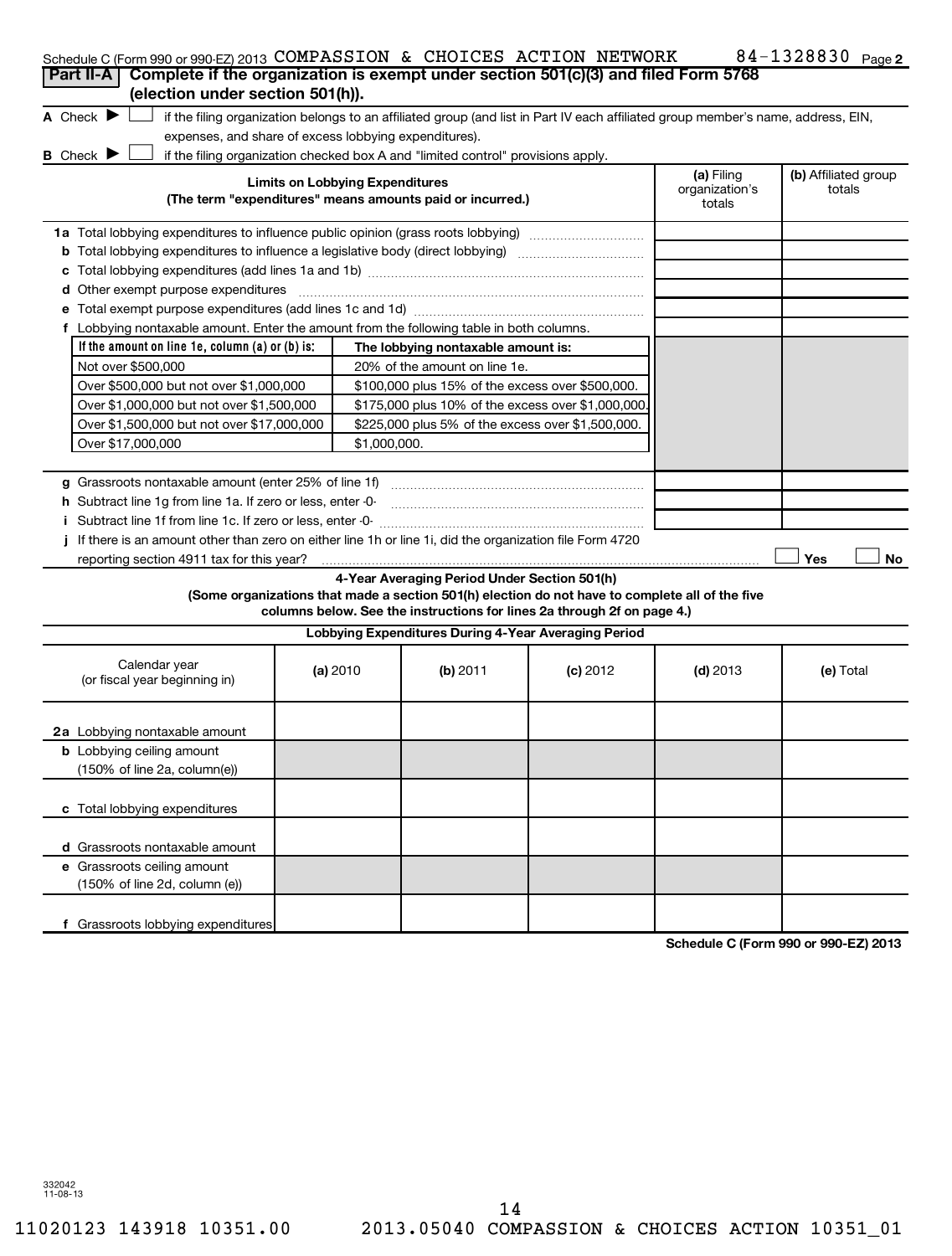Schedule C (Form 990 or 990-EZ) 2013 COMPASSION & CHOICES ACTION NETWORK 84-1328830 Page 2

**Part II-A** **Complete if the organization is exempt under section 501(c)(3) and filed Form 5768 (election under section 501(h)).**

A Check ▶ ☐ if the filing organization belongs to an affiliated group (and list in Part IV each affiliated group member's name, address, EIN, expenses, and share of excess lobbying expenditures).

B Check ▶ ☐ if the filing organization checked box A and "limited control" provisions apply.

| **Limits on Lobbying Expenditures** (The term "expenditures" means amounts paid or incurred.) | **(a)** Filing organization's totals | **(b)** Affiliated group totals |
|---|---|---|
| **1a** Total lobbying expenditures to influence public opinion (grass roots lobbying) | | |
| **b** Total lobbying expenditures to influence a legislative body (direct lobbying) | | |
| **c** Total lobbying expenditures (add lines 1a and 1b) | | |
| **d** Other exempt purpose expenditures | | |
| **e** Total exempt purpose expenditures (add lines 1c and 1d) | | |
| **f** Lobbying nontaxable amount. Enter the amount from the following table in both columns. | | |

| If the amount on line 1e, column (a) or (b) is: | The lobbying nontaxable amount is: |
|---|---|
| Not over $500,000 | 20% of the amount on line 1e. |
| Over $500,000 but not over $1,000,000 | $100,000 plus 15% of the excess over $500,000. |
| Over $1,000,000 but not over $1,500,000 | $175,000 plus 10% of the excess over $1,000,000. |
| Over $1,500,000 but not over $17,000,000 | $225,000 plus 5% of the excess over $1,500,000. |
| Over $17,000,000 | $1,000,000. |

| | (a) | (b) |
|---|---|---|
| **g** Grassroots nontaxable amount (enter 25% of line 1f) | | |
| **h** Subtract line 1g from line 1a. If zero or less, enter -0- | | |
| **i** Subtract line 1f from line 1c. If zero or less, enter -0- | | |

**j** If there is an amount other than zero on either line 1h or line 1i, did the organization file Form 4720 reporting section 4911 tax for this year? ☐ Yes ☐ No

**4-Year Averaging Period Under Section 501(h)**

**(Some organizations that made a section 501(h) election do not have to complete all of the five columns below. See the instructions for lines 2a through 2f on page 4.)**

| **Lobbying Expenditures During 4-Year Averaging Period** | | | | | |
|---|---|---|---|---|---|
| Calendar year (or fiscal year beginning in) | **(a)** 2010 | **(b)** 2011 | **(c)** 2012 | **(d)** 2013 | **(e)** Total |
| **2a** Lobbying nontaxable amount | | | | | |
| **b** Lobbying ceiling amount (150% of line 2a, column(e)) | | | | | |
| **c** Total lobbying expenditures | | | | | |
| **d** Grassroots nontaxable amount | | | | | |
| **e** Grassroots ceiling amount (150% of line 2d, column (e)) | | | | | |
| **f** Grassroots lobbying expenditures | | | | | |

**Schedule C (Form 990 or 990-EZ) 2013**

332042
11-08-13

11020123 143918 10351.00 2013.05040 COMPASSION & CHOICES ACTION 10351_01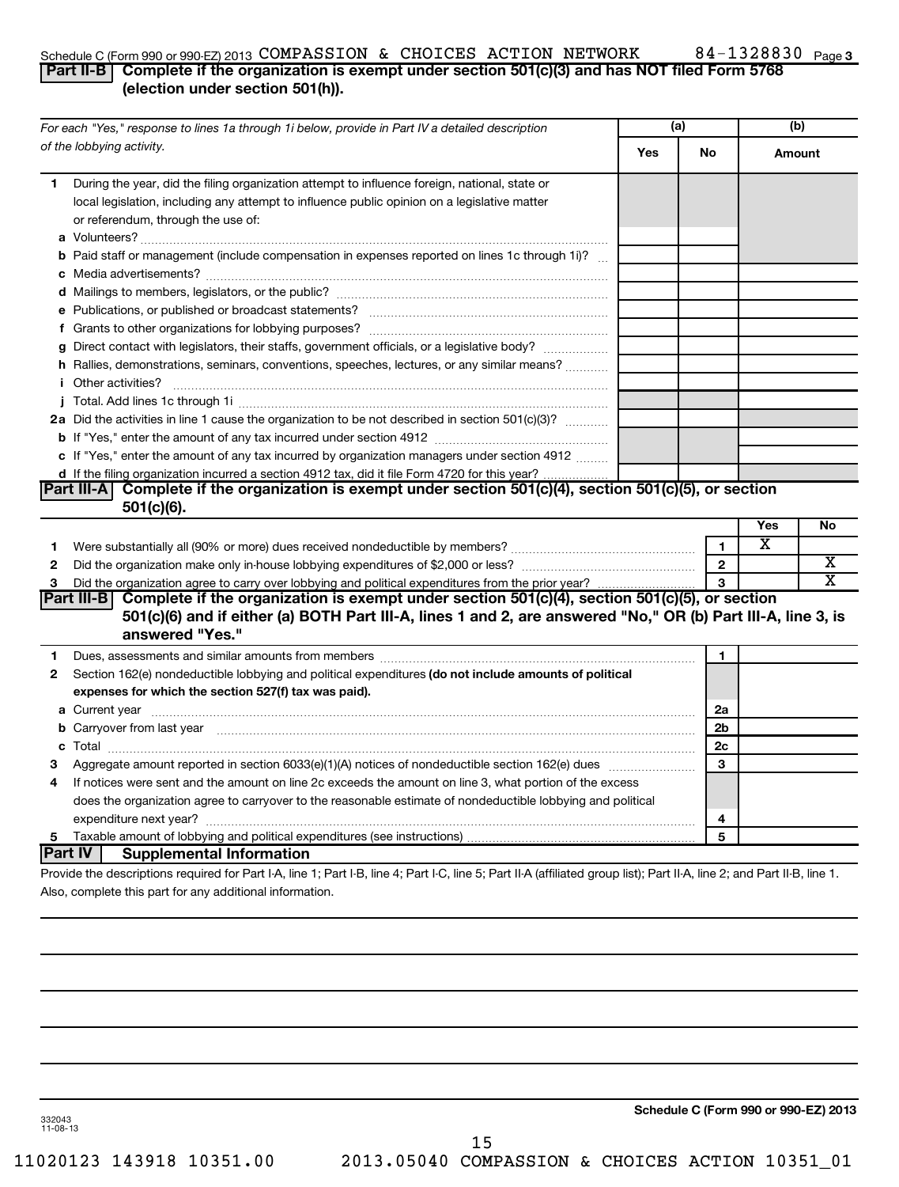Schedule C (Form 990 or 990-EZ) 2013 COMPASSION & CHOICES ACTION NETWORK 84-1328830 Page 3

## Part II-B Complete if the organization is exempt under section 501(c)(3) and has NOT filed Form 5768 (election under section 501(h)).

| For each "Yes," response to lines 1a through 1i below, provide in Part IV a detailed description of the lobbying activity. | (a) Yes | (a) No | (b) Amount |
|---|---|---|---|
| **1** During the year, did the filing organization attempt to influence foreign, national, state or local legislation, including any attempt to influence public opinion on a legislative matter or referendum, through the use of: | | | |
| **a** Volunteers? | | | |
| **b** Paid staff or management (include compensation in expenses reported on lines 1c through 1i)? | | | |
| **c** Media advertisements? | | | |
| **d** Mailings to members, legislators, or the public? | | | |
| **e** Publications, or published or broadcast statements? | | | |
| **f** Grants to other organizations for lobbying purposes? | | | |
| **g** Direct contact with legislators, their staffs, government officials, or a legislative body? | | | |
| **h** Rallies, demonstrations, seminars, conventions, speeches, lectures, or any similar means? | | | |
| **i** Other activities? | | | |
| **j** Total. Add lines 1c through 1i | | | |
| **2a** Did the activities in line 1 cause the organization to be not described in section 501(c)(3)? | | | |
| **b** If "Yes," enter the amount of any tax incurred under section 4912 | | | |
| **c** If "Yes," enter the amount of any tax incurred by organization managers under section 4912 | | | |
| **d** If the filing organization incurred a section 4912 tax, did it file Form 4720 for this year? | | | |

## Part III-A Complete if the organization is exempt under section 501(c)(4), section 501(c)(5), or section 501(c)(6).

| | | | Yes | No |
|---|---|---|---|---|
| **1** | Were substantially all (90% or more) dues received nondeductible by members? | 1 | X | |
| **2** | Did the organization make only in-house lobbying expenditures of $2,000 or less? | 2 | | X |
| **3** | Did the organization agree to carry over lobbying and political expenditures from the prior year? | 3 | | X |

## Part III-B Complete if the organization is exempt under section 501(c)(4), section 501(c)(5), or section 501(c)(6) and if either (a) BOTH Part III-A, lines 1 and 2, are answered "No," OR (b) Part III-A, line 3, is answered "Yes."

| | | | |
|---|---|---|---|
| **1** | Dues, assessments and similar amounts from members | 1 | |
| **2** | Section 162(e) nondeductible lobbying and political expenditures **(do not include amounts of political expenses for which the section 527(f) tax was paid).** | | |
| **a** | Current year | 2a | |
| **b** | Carryover from last year | 2b | |
| **c** | Total | 2c | |
| **3** | Aggregate amount reported in section 6033(e)(1)(A) notices of nondeductible section 162(e) dues | 3 | |
| **4** | If notices were sent and the amount on line 2c exceeds the amount on line 3, what portion of the excess does the organization agree to carryover to the reasonable estimate of nondeductible lobbying and political expenditure next year? | 4 | |
| **5** | Taxable amount of lobbying and political expenditures (see instructions) | 5 | |

## Part IV Supplemental Information

Provide the descriptions required for Part I-A, line 1; Part I-B, line 4; Part I-C, line 5; Part II-A (affiliated group list); Part II-A, line 2; and Part II-B, line 1. Also, complete this part for any additional information.

332043 11-08-13

**Schedule C (Form 990 or 990-EZ) 2013**

11020123 143918 10351.00 2013.05040 COMPASSION & CHOICES ACTION 10351_01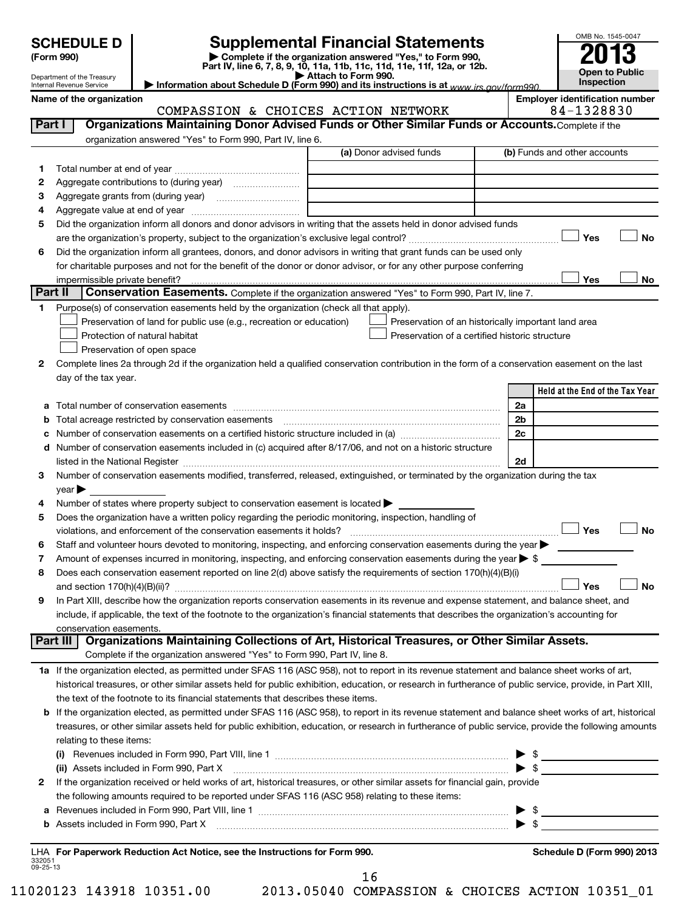**SCHEDULE D** (Form 990)

Department of the Treasury
Internal Revenue Service

# Supplemental Financial Statements

▶ Complete if the organization answered "Yes," to Form 990, Part IV, line 6, 7, 8, 9, 10, 11a, 11b, 11c, 11d, 11e, 11f, 12a, or 12b.
▶ Attach to Form 990.
▶ Information about Schedule D (Form 990) and its instructions is at www.irs.gov/form990.

OMB No. 1545-0047

**2013**

**Open to Public Inspection**

**Name of the organization:** COMPASSION & CHOICES ACTION NETWORK

**Employer identification number:** 84-1328830

## Part I Organizations Maintaining Donor Advised Funds or Other Similar Funds or Accounts.

Complete if the organization answered "Yes" to Form 990, Part IV, line 6.

| | | (a) Donor advised funds | (b) Funds and other accounts |
|---|---|---|---|
| 1 | Total number at end of year | | |
| 2 | Aggregate contributions to (during year) | | |
| 3 | Aggregate grants from (during year) | | |
| 4 | Aggregate value at end of year | | |

5 Did the organization inform all donors and donor advisors in writing that the assets held in donor advised funds are the organization's property, subject to the organization's exclusive legal control? ☐ Yes ☐ No

6 Did the organization inform all grantees, donors, and donor advisors in writing that grant funds can be used only for charitable purposes and not for the benefit of the donor or donor advisor, or for any other purpose conferring impermissible private benefit? ☐ Yes ☐ No

## Part II Conservation Easements.

Complete if the organization answered "Yes" to Form 990, Part IV, line 7.

1 Purpose(s) of conservation easements held by the organization (check all that apply).

- ☐ Preservation of land for public use (e.g., recreation or education)
- ☐ Preservation of an historically important land area
- ☐ Protection of natural habitat
- ☐ Preservation of a certified historic structure
- ☐ Preservation of open space

2 Complete lines 2a through 2d if the organization held a qualified conservation contribution in the form of a conservation easement on the last day of the tax year.

| | | | Held at the End of the Tax Year |
|---|---|---|---|
| a | Total number of conservation easements | 2a | |
| b | Total acreage restricted by conservation easements | 2b | |
| c | Number of conservation easements on a certified historic structure included in (a) | 2c | |
| d | Number of conservation easements included in (c) acquired after 8/17/06, and not on a historic structure listed in the National Register | 2d | |

3 Number of conservation easements modified, transferred, released, extinguished, or terminated by the organization during the tax year ▶

4 Number of states where property subject to conservation easement is located ▶

5 Does the organization have a written policy regarding the periodic monitoring, inspection, handling of violations, and enforcement of the conservation easements it holds? ☐ Yes ☐ No

6 Staff and volunteer hours devoted to monitoring, inspecting, and enforcing conservation easements during the year ▶

7 Amount of expenses incurred in monitoring, inspecting, and enforcing conservation easements during the year ▶ $

8 Does each conservation easement reported on line 2(d) above satisfy the requirements of section 170(h)(4)(B)(i) and section 170(h)(4)(B)(ii)? ☐ Yes ☐ No

9 In Part XIII, describe how the organization reports conservation easements in its revenue and expense statement, and balance sheet, and include, if applicable, the text of the footnote to the organization's financial statements that describes the organization's accounting for conservation easements.

## Part III Organizations Maintaining Collections of Art, Historical Treasures, or Other Similar Assets.

Complete if the organization answered "Yes" to Form 990, Part IV, line 8.

1a If the organization elected, as permitted under SFAS 116 (ASC 958), not to report in its revenue statement and balance sheet works of art, historical treasures, or other similar assets held for public exhibition, education, or research in furtherance of public service, provide, in Part XIII, the text of the footnote to its financial statements that describes these items.

b If the organization elected, as permitted under SFAS 116 (ASC 958), to report in its revenue statement and balance sheet works of art, historical treasures, or other similar assets held for public exhibition, education, or research in furtherance of public service, provide the following amounts relating to these items:

(i) Revenues included in Form 990, Part VIII, line 1 ▶ $

(ii) Assets included in Form 990, Part X ▶ $

2 If the organization received or held works of art, historical treasures, or other similar assets for financial gain, provide the following amounts required to be reported under SFAS 116 (ASC 958) relating to these items:

a Revenues included in Form 990, Part VIII, line 1 ▶ $

b Assets included in Form 990, Part X ▶ $

LHA For Paperwork Reduction Act Notice, see the Instructions for Form 990. Schedule D (Form 990) 2013

332051 09-25-13

11020123 143918 10351.00 2013.05040 COMPASSION & CHOICES ACTION 10351_01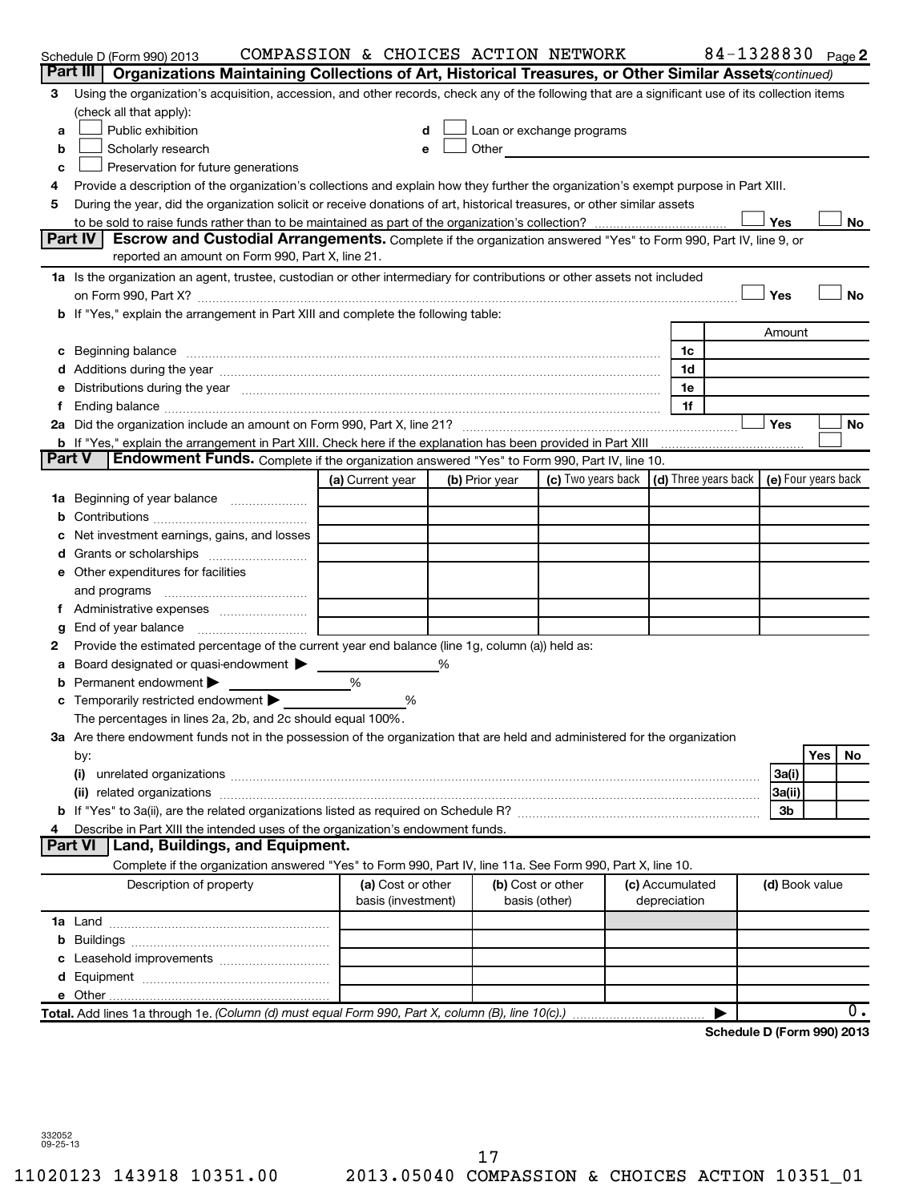Schedule D (Form 990) 2013 COMPASSION & CHOICES ACTION NETWORK 84-1328830 Page 2

## Part III Organizations Maintaining Collections of Art, Historical Treasures, or Other Similar Assets *(continued)*

3 Using the organization's acquisition, accession, and other records, check any of the following that are a significant use of its collection items (check all that apply):

- a ☐ Public exhibition
- b ☐ Scholarly research
- c ☐ Preservation for future generations
- d ☐ Loan or exchange programs
- e ☐ Other

4 Provide a description of the organization's collections and explain how they further the organization's exempt purpose in Part XIII.

5 During the year, did the organization solicit or receive donations of art, historical treasures, or other similar assets to be sold to raise funds rather than to be maintained as part of the organization's collection? ☐ Yes ☐ No

## Part IV Escrow and Custodial Arrangements.

Complete if the organization answered "Yes" to Form 990, Part IV, line 9, or reported an amount on Form 990, Part X, line 21.

1a Is the organization an agent, trustee, custodian or other intermediary for contributions or other assets not included on Form 990, Part X? ☐ Yes ☐ No

b If "Yes," explain the arrangement in Part XIII and complete the following table:

| | | Amount |
|---|---|---|
| c Beginning balance | 1c | |
| d Additions during the year | 1d | |
| e Distributions during the year | 1e | |
| f Ending balance | 1f | |

2a Did the organization include an amount on Form 990, Part X, line 21? ☐ Yes ☐ No

b If "Yes," explain the arrangement in Part XIII. Check here if the explanation has been provided in Part XIII ☐

## Part V Endowment Funds.

Complete if the organization answered "Yes" to Form 990, Part IV, line 10.

| | (a) Current year | (b) Prior year | (c) Two years back | (d) Three years back | (e) Four years back |
|---|---|---|---|---|---|
| 1a Beginning of year balance | | | | | |
| b Contributions | | | | | |
| c Net investment earnings, gains, and losses | | | | | |
| d Grants or scholarships | | | | | |
| e Other expenditures for facilities and programs | | | | | |
| f Administrative expenses | | | | | |
| g End of year balance | | | | | |

2 Provide the estimated percentage of the current year end balance (line 1g, column (a)) held as:

a Board designated or quasi-endowment ▶ ______ %

b Permanent endowment ▶ ______ %

c Temporarily restricted endowment ▶ ______ %

The percentages in lines 2a, 2b, and 2c should equal 100%.

3a Are there endowment funds not in the possession of the organization that are held and administered for the organization by:

| | | Yes | No |
|---|---|---|---|
| (i) unrelated organizations | 3a(i) | | |
| (ii) related organizations | 3a(ii) | | |
| b If "Yes" to 3a(ii), are the related organizations listed as required on Schedule R? | 3b | | |

4 Describe in Part XIII the intended uses of the organization's endowment funds.

## Part VI Land, Buildings, and Equipment.

Complete if the organization answered "Yes" to Form 990, Part IV, line 11a. See Form 990, Part X, line 10.

| Description of property | (a) Cost or other basis (investment) | (b) Cost or other basis (other) | (c) Accumulated depreciation | (d) Book value |
|---|---|---|---|---|
| 1a Land | | | | |
| b Buildings | | | | |
| c Leasehold improvements | | | | |
| d Equipment | | | | |
| e Other | | | | |
| **Total.** Add lines 1a through 1e. *(Column (d) must equal Form 990, Part X, column (B), line 10(c).)* | | | ▶ | 0. |

**Schedule D (Form 990) 2013**

332052 09-25-13

11020123 143918 10351.00 2013.05040 COMPASSION & CHOICES ACTION 10351_01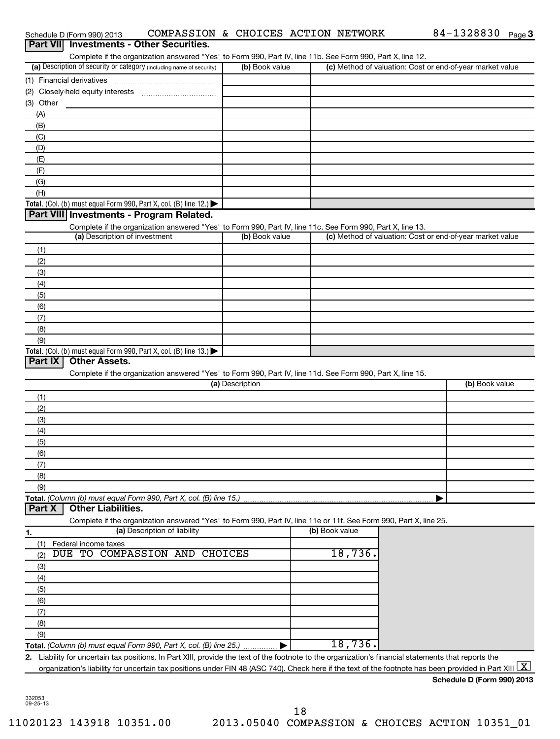Schedule D (Form 990) 2013 COMPASSION & CHOICES ACTION NETWORK 84-1328830 Page 3

## Part VII Investments - Other Securities.

Complete if the organization answered "Yes" to Form 990, Part IV, line 11b. See Form 990, Part X, line 12.

| (a) Description of security or category (including name of security) | (b) Book value | (c) Method of valuation: Cost or end-of-year market value |
|---|---|---|
| (1) Financial derivatives | | |
| (2) Closely-held equity interests | | |
| (3) Other | | |
| (A) | | |
| (B) | | |
| (C) | | |
| (D) | | |
| (E) | | |
| (F) | | |
| (G) | | |
| (H) | | |
| **Total.** (Col. (b) must equal Form 990, Part X, col. (B) line 12.) | | |

## Part VIII Investments - Program Related.

Complete if the organization answered "Yes" to Form 990, Part IV, line 11c. See Form 990, Part X, line 13.

| (a) Description of investment | (b) Book value | (c) Method of valuation: Cost or end-of-year market value |
|---|---|---|
| (1) | | |
| (2) | | |
| (3) | | |
| (4) | | |
| (5) | | |
| (6) | | |
| (7) | | |
| (8) | | |
| (9) | | |
| **Total.** (Col. (b) must equal Form 990, Part X, col. (B) line 13.) | | |

## Part IX Other Assets.

Complete if the organization answered "Yes" to Form 990, Part IV, line 11d. See Form 990, Part X, line 15.

| (a) Description | (b) Book value |
|---|---|
| (1) | |
| (2) | |
| (3) | |
| (4) | |
| (5) | |
| (6) | |
| (7) | |
| (8) | |
| (9) | |
| **Total.** *(Column (b) must equal Form 990, Part X, col. (B) line 15.)* | |

## Part X Other Liabilities.

Complete if the organization answered "Yes" to Form 990, Part IV, line 11e or 11f. See Form 990, Part X, line 25.

| 1. (a) Description of liability | (b) Book value |
|---|---|
| (1) Federal income taxes | |
| (2) DUE TO COMPASSION AND CHOICES | 18,736. |
| (3) | |
| (4) | |
| (5) | |
| (6) | |
| (7) | |
| (8) | |
| (9) | |
| **Total.** *(Column (b) must equal Form 990, Part X, col. (B) line 25.)* | 18,736. |

**2.** Liability for uncertain tax positions. In Part XIII, provide the text of the footnote to the organization's financial statements that reports the organization's liability for uncertain tax positions under FIN 48 (ASC 740). Check here if the text of the footnote has been provided in Part XIII [X]

**Schedule D (Form 990) 2013**

332053 09-25-13

11020123 143918 10351.00 2013.05040 COMPASSION & CHOICES ACTION 10351_01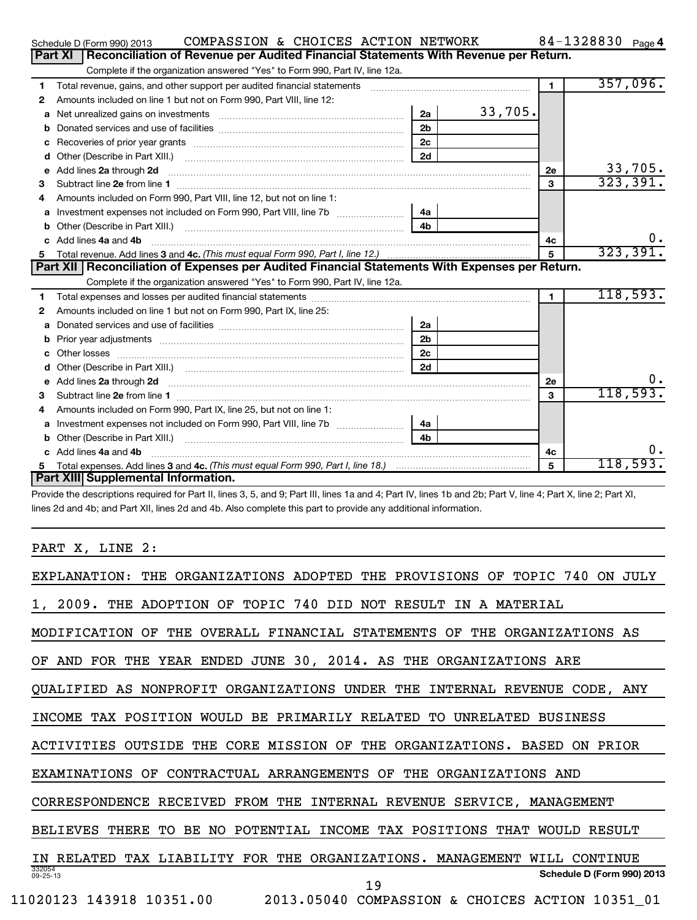Schedule D (Form 990) 2013 COMPASSION & CHOICES ACTION NETWORK 84-1328830 Page 4

## Part XI Reconciliation of Revenue per Audited Financial Statements With Revenue per Return.

Complete if the organization answered "Yes" to Form 990, Part IV, line 12a.

| | | | | | |
|---|---|---|---|---|---|
| 1 | Total revenue, gains, and other support per audited financial statements | | | 1 | 357,096. |
| 2 | Amounts included on line 1 but not on Form 990, Part VIII, line 12: | | | | |
| a | Net unrealized gains on investments | 2a | 33,705. | | |
| b | Donated services and use of facilities | 2b | | | |
| c | Recoveries of prior year grants | 2c | | | |
| d | Other (Describe in Part XIII.) | 2d | | | |
| e | Add lines 2a through 2d | | | 2e | 33,705. |
| 3 | Subtract line 2e from line 1 | | | 3 | 323,391. |
| 4 | Amounts included on Form 990, Part VIII, line 12, but not on line 1: | | | | |
| a | Investment expenses not included on Form 990, Part VIII, line 7b | 4a | | | |
| b | Other (Describe in Part XIII.) | 4b | | | |
| c | Add lines 4a and 4b | | | 4c | 0. |
| 5 | Total revenue. Add lines 3 and 4c. *(This must equal Form 990, Part I, line 12.)* | | | 5 | 323,391. |

## Part XII Reconciliation of Expenses per Audited Financial Statements With Expenses per Return.

Complete if the organization answered "Yes" to Form 990, Part IV, line 12a.

| | | | | | |
|---|---|---|---|---|---|
| 1 | Total expenses and losses per audited financial statements | | | 1 | 118,593. |
| 2 | Amounts included on line 1 but not on Form 990, Part IX, line 25: | | | | |
| a | Donated services and use of facilities | 2a | | | |
| b | Prior year adjustments | 2b | | | |
| c | Other losses | 2c | | | |
| d | Other (Describe in Part XIII.) | 2d | | | |
| e | Add lines 2a through 2d | | | 2e | 0. |
| 3 | Subtract line 2e from line 1 | | | 3 | 118,593. |
| 4 | Amounts included on Form 990, Part IX, line 25, but not on line 1: | | | | |
| a | Investment expenses not included on Form 990, Part VIII, line 7b | 4a | | | |
| b | Other (Describe in Part XIII.) | 4b | | | |
| c | Add lines 4a and 4b | | | 4c | 0. |
| 5 | Total expenses. Add lines 3 and 4c. *(This must equal Form 990, Part I, line 18.)* | | | 5 | 118,593. |

## Part XIII Supplemental Information.

Provide the descriptions required for Part II, lines 3, 5, and 9; Part III, lines 1a and 4; Part IV, lines 1b and 2b; Part V, line 4; Part X, line 2; Part XI, lines 2d and 4b; and Part XII, lines 2d and 4b. Also complete this part to provide any additional information.

PART X, LINE 2:

EXPLANATION: THE ORGANIZATIONS ADOPTED THE PROVISIONS OF TOPIC 740 ON JULY 1, 2009. THE ADOPTION OF TOPIC 740 DID NOT RESULT IN A MATERIAL MODIFICATION OF THE OVERALL FINANCIAL STATEMENTS OF THE ORGANIZATIONS AS OF AND FOR THE YEAR ENDED JUNE 30, 2014. AS THE ORGANIZATIONS ARE QUALIFIED AS NONPROFIT ORGANIZATIONS UNDER THE INTERNAL REVENUE CODE, ANY INCOME TAX POSITION WOULD BE PRIMARILY RELATED TO UNRELATED BUSINESS ACTIVITIES OUTSIDE THE CORE MISSION OF THE ORGANIZATIONS. BASED ON PRIOR EXAMINATIONS OF CONTRACTUAL ARRANGEMENTS OF THE ORGANIZATIONS AND CORRESPONDENCE RECEIVED FROM THE INTERNAL REVENUE SERVICE, MANAGEMENT BELIEVES THERE TO BE NO POTENTIAL INCOME TAX POSITIONS THAT WOULD RESULT IN RELATED TAX LIABILITY FOR THE ORGANIZATIONS. MANAGEMENT WILL CONTINUE

332054 09-25-13 Schedule D (Form 990) 2013

11020123 143918 10351.00 2013.05040 COMPASSION & CHOICES ACTION 10351_01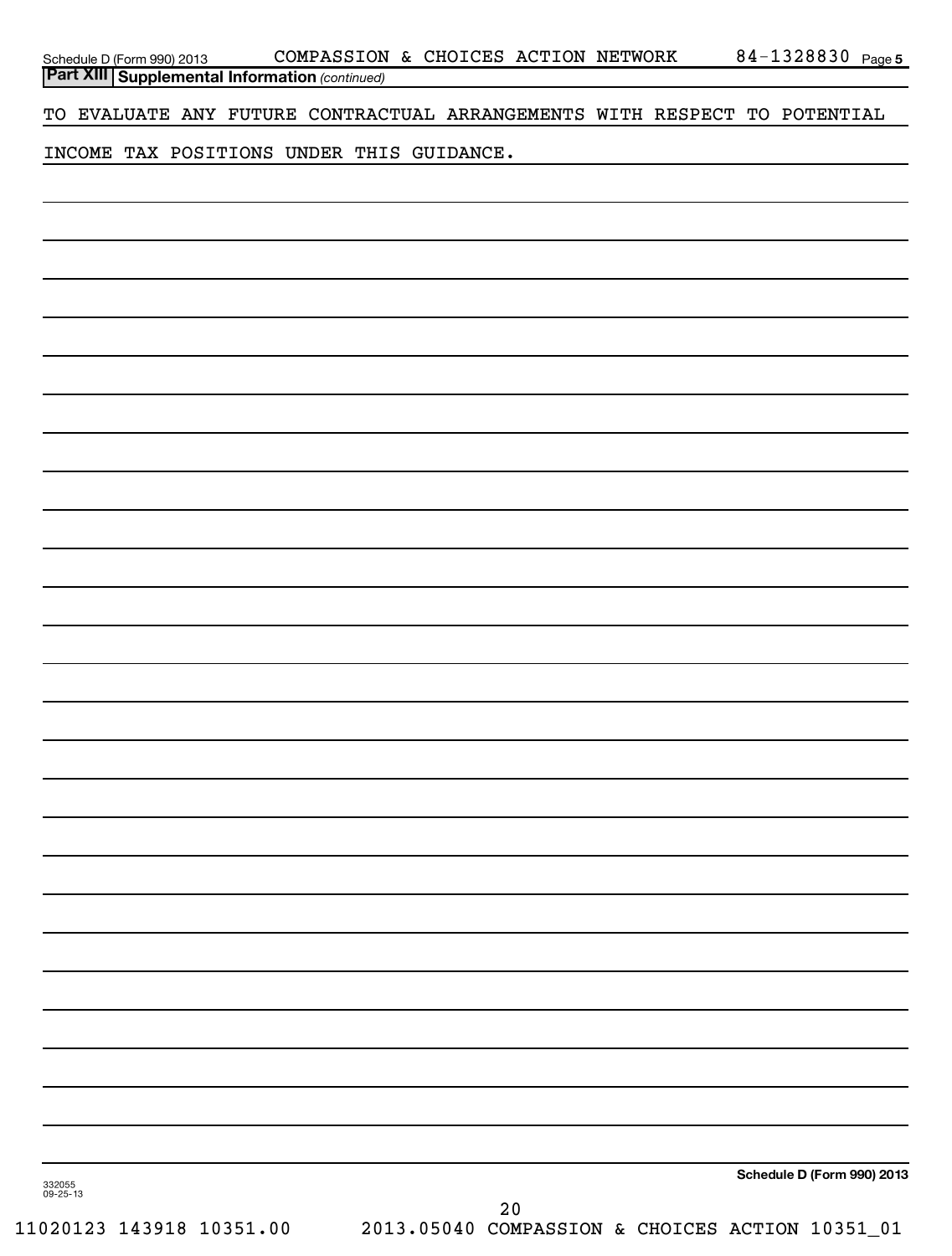**Part XIII Supplemental Information** *(continued)*

TO EVALUATE ANY FUTURE CONTRACTUAL ARRANGEMENTS WITH RESPECT TO POTENTIAL INCOME TAX POSITIONS UNDER THIS GUIDANCE.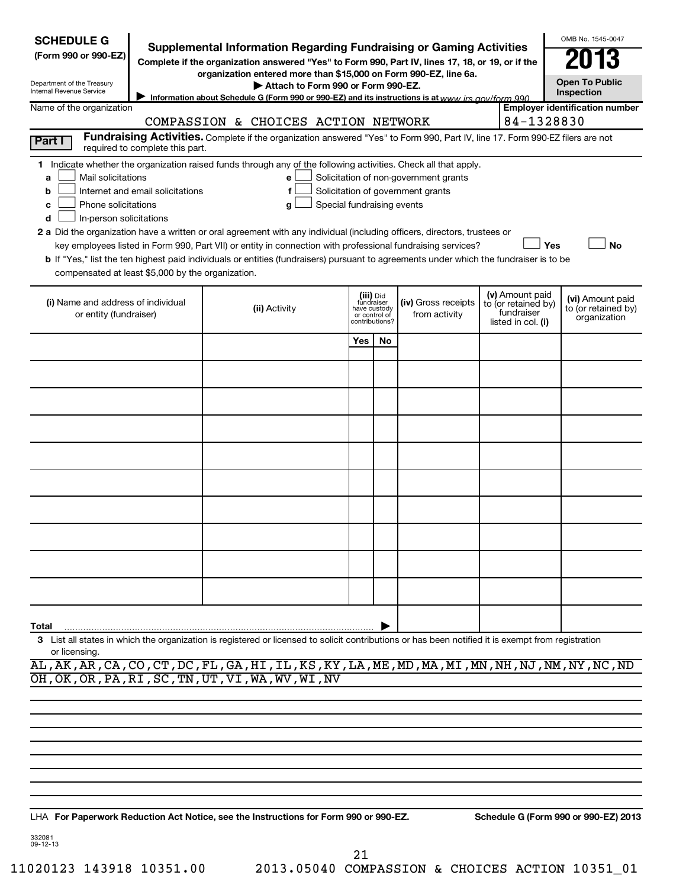**SCHEDULE G (Form 990 or 990-EZ)**

Department of the Treasury
Internal Revenue Service

# Supplemental Information Regarding Fundraising or Gaming Activities

**Complete if the organization answered "Yes" to Form 990, Part IV, lines 17, 18, or 19, or if the organization entered more than $15,000 on Form 990-EZ, line 6a.**

**▶ Attach to Form 990 or Form 990-EZ.**

**▶ Information about Schedule G (Form 990 or 990-EZ) and its instructions is at www.irs.gov/form 990.**

OMB No. 1545-0047

**2013**

**Open To Public Inspection**

Name of the organization: COMPASSION & CHOICES ACTION NETWORK

Employer identification number: 84-1328830

**Part I** **Fundraising Activities.** Complete if the organization answered "Yes" to Form 990, Part IV, line 17. Form 990-EZ filers are not required to complete this part.

1 Indicate whether the organization raised funds through any of the following activities. Check all that apply.

- a ☐ Mail solicitations
- b ☐ Internet and email solicitations
- c ☐ Phone solicitations
- d ☐ In-person solicitations
- e ☐ Solicitation of non-government grants
- f ☐ Solicitation of government grants
- g ☐ Special fundraising events

2 a Did the organization have a written or oral agreement with any individual (including officers, directors, trustees or key employees listed in Form 990, Part VII) or entity in connection with professional fundraising services? ☐ Yes ☐ No

b If "Yes," list the ten highest paid individuals or entities (fundraisers) pursuant to agreements under which the fundraiser is to be compensated at least $5,000 by the organization.

| (i) Name and address of individual or entity (fundraiser) | (ii) Activity | (iii) Did fundraiser have custody or control of contributions? Yes | No | (iv) Gross receipts from activity | (v) Amount paid to (or retained by) fundraiser listed in col. (i) | (vi) Amount paid to (or retained by) organization |
|---|---|---|---|---|---|---|
| | | | | | | |
| | | | | | | |
| | | | | | | |
| | | | | | | |
| | | | | | | |
| | | | | | | |
| | | | | | | |
| | | | | | | |
| | | | | | | |
| | | | | | | |
| **Total** | | | ▶ | | | |

3 List all states in which the organization is registered or licensed to solicit contributions or has been notified it is exempt from registration or licensing.

AL,AK,AR,CA,CO,CT,DC,FL,GA,HI,IL,KS,KY,LA,ME,MD,MA,MI,MN,NH,NJ,NM,NY,NC,ND
OH,OK,OR,PA,RI,SC,TN,UT,VI,WA,WV,WI,NV

LHA **For Paperwork Reduction Act Notice, see the Instructions for Form 990 or 990-EZ.** **Schedule G (Form 990 or 990-EZ) 2013**

332081
09-12-13

11020123 143918 10351.00 2013.05040 COMPASSION & CHOICES ACTION 10351_01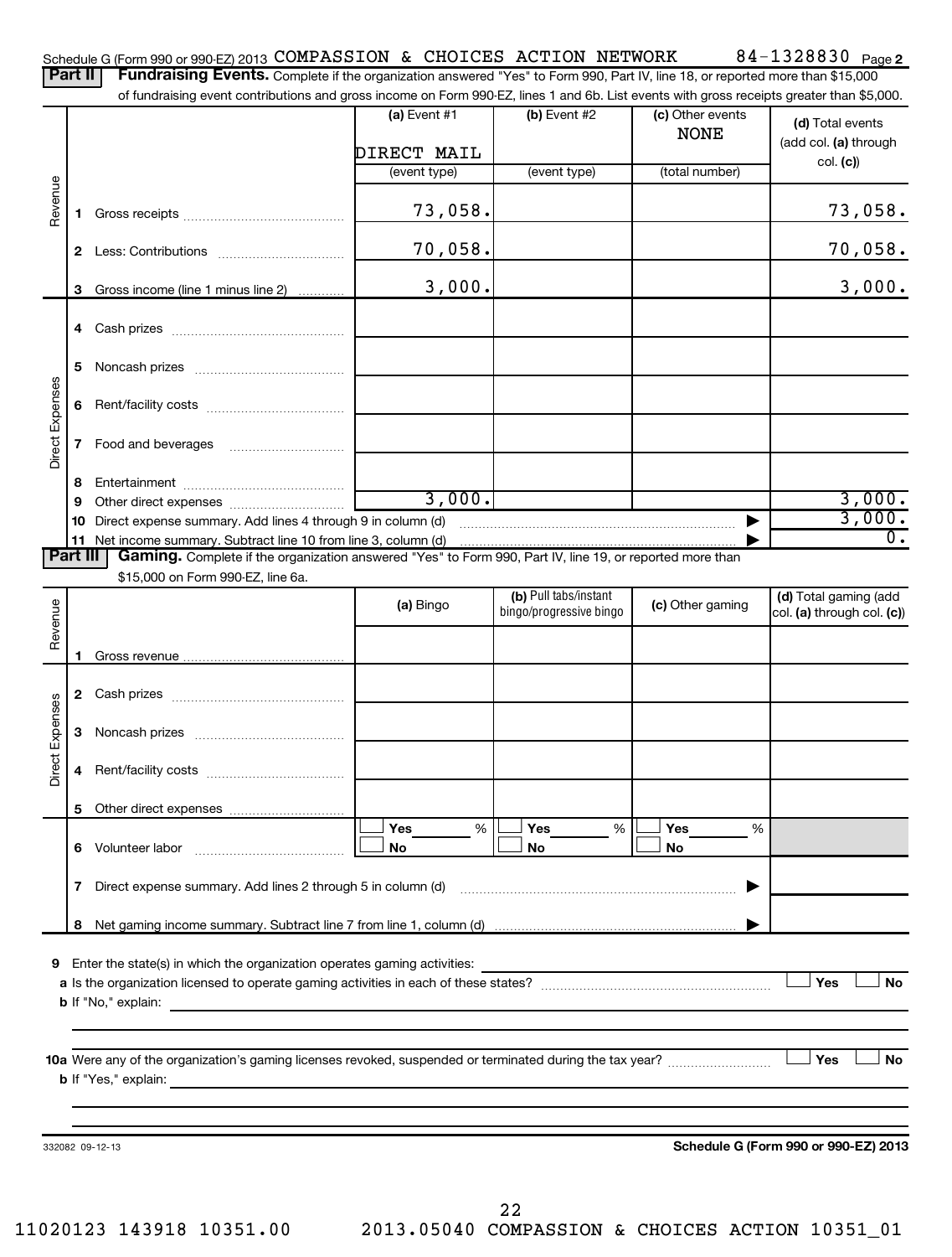Schedule G (Form 990 or 990-EZ) 2013 COMPASSION & CHOICES ACTION NETWORK 84-1328830 Page 2

**Part II** **Fundraising Events.** Complete if the organization answered "Yes" to Form 990, Part IV, line 18, or reported more than $15,000 of fundraising event contributions and gross income on Form 990-EZ, lines 1 and 6b. List events with gross receipts greater than $5,000.

| | | (a) Event #1 | (b) Event #2 | (c) Other events | (d) Total events (add col. (a) through col. (c)) |
|---|---|---|---|---|---|
| | | DIRECT MAIL | | NONE | |
| | | (event type) | (event type) | (total number) | |
| Revenue | 1 Gross receipts | 73,058. | | | 73,058. |
| | 2 Less: Contributions | 70,058. | | | 70,058. |
| | 3 Gross income (line 1 minus line 2) | 3,000. | | | 3,000. |
| Direct Expenses | 4 Cash prizes | | | | |
| | 5 Noncash prizes | | | | |
| | 6 Rent/facility costs | | | | |
| | 7 Food and beverages | | | | |
| | 8 Entertainment | | | | |
| | 9 Other direct expenses | 3,000. | | | 3,000. |
| | 10 Direct expense summary. Add lines 4 through 9 in column (d) | | | ▶ | 3,000. |
| | 11 Net income summary. Subtract line 10 from line 3, column (d) | | | ▶ | 0. |

**Part III** **Gaming.** Complete if the organization answered "Yes" to Form 990, Part IV, line 19, or reported more than $15,000 on Form 990-EZ, line 6a.

| | | (a) Bingo | (b) Pull tabs/instant bingo/progressive bingo | (c) Other gaming | (d) Total gaming (add col. (a) through col. (c)) |
|---|---|---|---|---|---|
| Revenue | 1 Gross revenue | | | | |
| Direct Expenses | 2 Cash prizes | | | | |
| | 3 Noncash prizes | | | | |
| | 4 Rent/facility costs | | | | |
| | 5 Other direct expenses | | | | |
| | 6 Volunteer labor | ☐ Yes ___% ☐ No | ☐ Yes ___% ☐ No | ☐ Yes ___% ☐ No | |
| | 7 Direct expense summary. Add lines 2 through 5 in column (d) | | | ▶ | |
| | 8 Net gaming income summary. Subtract line 7 from line 1, column (d) | | | ▶ | |

9 Enter the state(s) in which the organization operates gaming activities:

a Is the organization licensed to operate gaming activities in each of these states? ☐ Yes ☐ No

b If "No," explain:

10a Were any of the organization's gaming licenses revoked, suspended or terminated during the tax year? ☐ Yes ☐ No

b If "Yes," explain:

332082 09-12-13

**Schedule G (Form 990 or 990-EZ) 2013**

11020123 143918 10351.00 2013.05040 COMPASSION & CHOICES ACTION 10351_01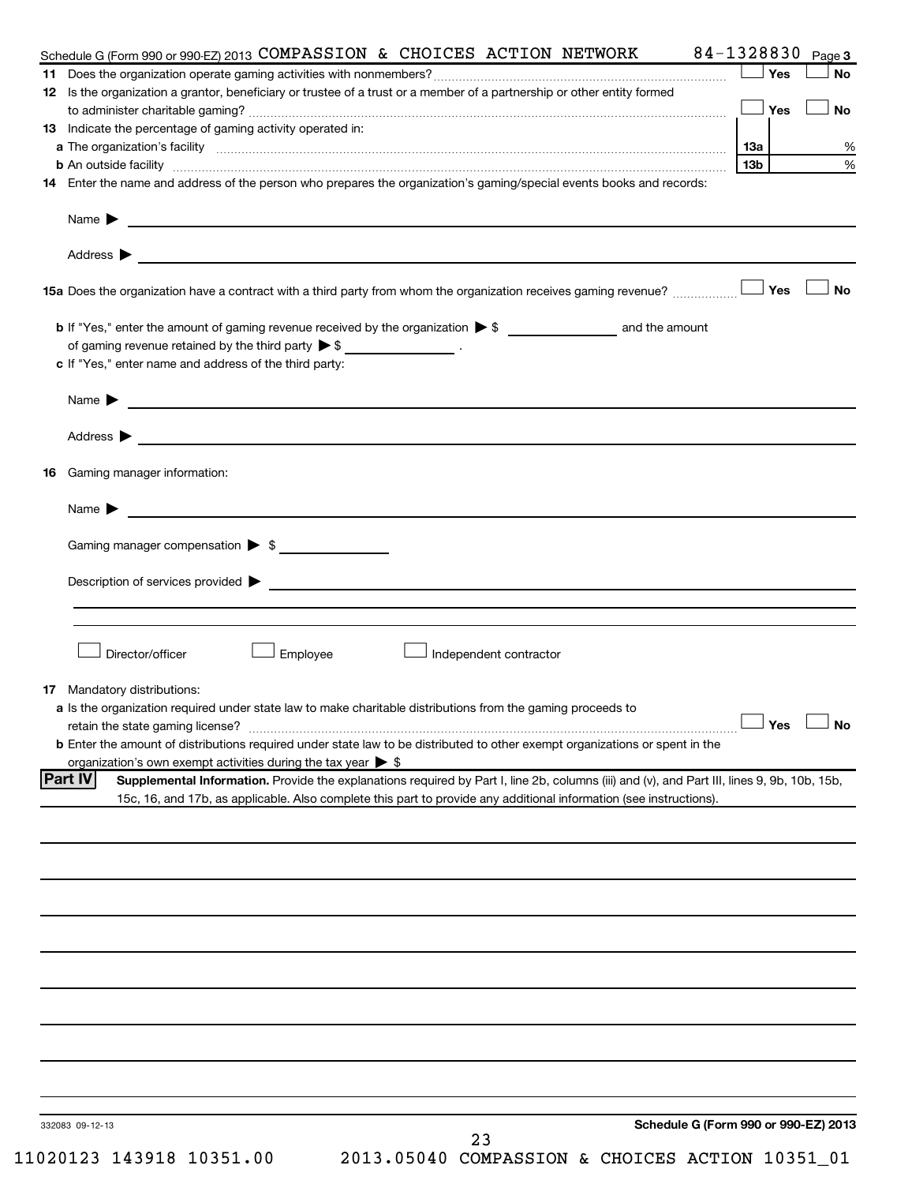Schedule G (Form 990 or 990-EZ) 2013 COMPASSION & CHOICES ACTION NETWORK 84-1328830 Page 3

**11** Does the organization operate gaming activities with nonmembers? ☐ Yes ☐ No

**12** Is the organization a grantor, beneficiary or trustee of a trust or a member of a partnership or other entity formed to administer charitable gaming? ☐ Yes ☐ No

**13** Indicate the percentage of gaming activity operated in:

**a** The organization's facility ... **13a** %

**b** An outside facility ... **13b** %

**14** Enter the name and address of the person who prepares the organization's gaming/special events books and records:

Name ▶

Address ▶

**15a** Does the organization have a contract with a third party from whom the organization receives gaming revenue? ☐ Yes ☐ No

**b** If "Yes," enter the amount of gaming revenue received by the organization ▶ $ ______ and the amount of gaming revenue retained by the third party ▶ $ ______ .

**c** If "Yes," enter name and address of the third party:

Name ▶

Address ▶

**16** Gaming manager information:

Name ▶

Gaming manager compensation ▶ $

Description of services provided ▶

☐ Director/officer ☐ Employee ☐ Independent contractor

**17** Mandatory distributions:

**a** Is the organization required under state law to make charitable distributions from the gaming proceeds to retain the state gaming license? ☐ Yes ☐ No

**b** Enter the amount of distributions required under state law to be distributed to other exempt organizations or spent in the organization's own exempt activities during the tax year ▶ $

**Part IV** **Supplemental Information.** Provide the explanations required by Part I, line 2b, columns (iii) and (v), and Part III, lines 9, 9b, 10b, 15b, 15c, 16, and 17b, as applicable. Also complete this part to provide any additional information (see instructions).

332083 09-12-13

**Schedule G (Form 990 or 990-EZ) 2013**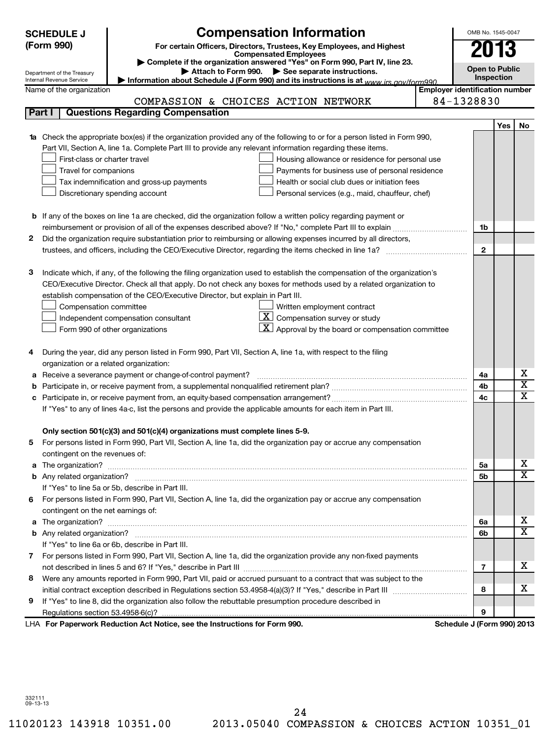# SCHEDULE J (Form 990)

## Compensation Information

**For certain Officers, Directors, Trustees, Key Employees, and Highest Compensated Employees**

▶ Complete if the organization answered "Yes" on Form 990, Part IV, line 23.

▶ Attach to Form 990. ▶ See separate instructions.

▶ Information about Schedule J (Form 990) and its instructions is at www.irs.gov/form990.

OMB No. 1545-0047

**2013**

**Open to Public Inspection**

Department of the Treasury
Internal Revenue Service

Name of the organization: COMPASSION & CHOICES ACTION NETWORK

Employer identification number: 84-1328830

### Part I Questions Regarding Compensation

| | | Line | Yes | No |
|---|---|---|---|---|
| **1a** | Check the appropriate box(es) if the organization provided any of the following to or for a person listed in Form 990, Part VII, Section A, line 1a. Complete Part III to provide any relevant information regarding these items.<br>☐ First-class or charter travel ☐ Housing allowance or residence for personal use<br>☐ Travel for companions ☐ Payments for business use of personal residence<br>☐ Tax indemnification and gross-up payments ☐ Health or social club dues or initiation fees<br>☐ Discretionary spending account ☐ Personal services (e.g., maid, chauffeur, chef) | | | |
| **b** | If any of the boxes on line 1a are checked, did the organization follow a written policy regarding payment or reimbursement or provision of all of the expenses described above? If "No," complete Part III to explain | 1b | | |
| **2** | Did the organization require substantiation prior to reimbursing or allowing expenses incurred by all directors, trustees, and officers, including the CEO/Executive Director, regarding the items checked in line 1a? | 2 | | |
| **3** | Indicate which, if any, of the following the filing organization used to establish the compensation of the organization's CEO/Executive Director. Check all that apply. Do not check any boxes for methods used by a related organization to establish compensation of the CEO/Executive Director, but explain in Part III.<br>☐ Compensation committee ☐ Written employment contract<br>☐ Independent compensation consultant ☒ Compensation survey or study<br>☐ Form 990 of other organizations ☒ Approval by the board or compensation committee | | | |
| **4** | During the year, did any person listed in Form 990, Part VII, Section A, line 1a, with respect to the filing organization or a related organization: | | | |
| **a** | Receive a severance payment or change-of-control payment? | 4a | | X |
| **b** | Participate in, or receive payment from, a supplemental nonqualified retirement plan? | 4b | | X |
| **c** | Participate in, or receive payment from, an equity-based compensation arrangement? | 4c | | X |
| | If "Yes" to any of lines 4a-c, list the persons and provide the applicable amounts for each item in Part III. | | | |
| | **Only section 501(c)(3) and 501(c)(4) organizations must complete lines 5-9.** | | | |
| **5** | For persons listed in Form 990, Part VII, Section A, line 1a, did the organization pay or accrue any compensation contingent on the revenues of: | | | |
| **a** | The organization? | 5a | | X |
| **b** | Any related organization? | 5b | | X |
| | If "Yes" to line 5a or 5b, describe in Part III. | | | |
| **6** | For persons listed in Form 990, Part VII, Section A, line 1a, did the organization pay or accrue any compensation contingent on the net earnings of: | | | |
| **a** | The organization? | 6a | | X |
| **b** | Any related organization? | 6b | | X |
| | If "Yes" to line 6a or 6b, describe in Part III. | | | |
| **7** | For persons listed in Form 990, Part VII, Section A, line 1a, did the organization provide any non-fixed payments not described in lines 5 and 6? If "Yes," describe in Part III | 7 | | X |
| **8** | Were any amounts reported in Form 990, Part VII, paid or accrued pursuant to a contract that was subject to the initial contract exception described in Regulations section 53.4958-4(a)(3)? If "Yes," describe in Part III | 8 | | X |
| **9** | If "Yes" to line 8, did the organization also follow the rebuttable presumption procedure described in Regulations section 53.4958-6(c)? | 9 | | |

LHA **For Paperwork Reduction Act Notice, see the Instructions for Form 990.** **Schedule J (Form 990) 2013**

332111
09-13-13

11020123 143918 10351.00 2013.05040 COMPASSION & CHOICES ACTION 10351_01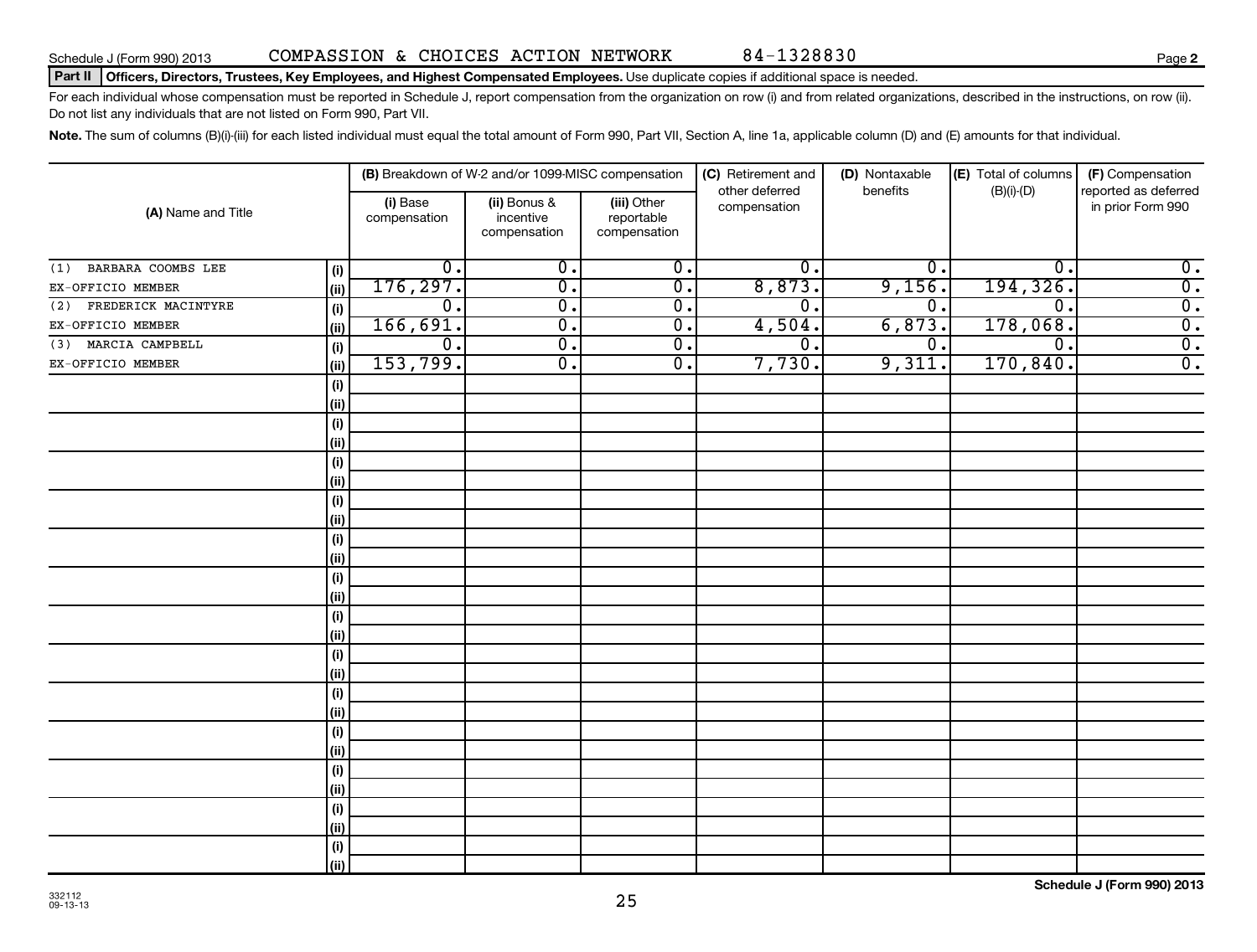Schedule J (Form 990) 2013 COMPASSION & CHOICES ACTION NETWORK 84-1328830

**Part II** **Officers, Directors, Trustees, Key Employees, and Highest Compensated Employees.** Use duplicate copies if additional space is needed.

For each individual whose compensation must be reported in Schedule J, report compensation from the organization on row (i) and from related organizations, described in the instructions, on row (ii). Do not list any individuals that are not listed on Form 990, Part VII.

**Note.** The sum of columns (B)(i)-(iii) for each listed individual must equal the total amount of Form 990, Part VII, Section A, line 1a, applicable column (D) and (E) amounts for that individual.

| (A) Name and Title | | (B) Breakdown of W-2 and/or 1099-MISC compensation | | | (C) Retirement and other deferred compensation | (D) Nontaxable benefits | (E) Total of columns (B)(i)-(D) | (F) Compensation reported as deferred in prior Form 990 |
|---|---|---|---|---|---|---|---|---|
| | | (i) Base compensation | (ii) Bonus & incentive compensation | (iii) Other reportable compensation | | | | |
| (1) BARBARA COOMBS LEE | (i) | 0. | 0. | 0. | 0. | 0. | 0. | 0. |
| EX-OFFICIO MEMBER | (ii) | 176,297. | 0. | 0. | 8,873. | 9,156. | 194,326. | 0. |
| (2) FREDERICK MACINTYRE | (i) | 0. | 0. | 0. | 0. | 0. | 0. | 0. |
| EX-OFFICIO MEMBER | (ii) | 166,691. | 0. | 0. | 4,504. | 6,873. | 178,068. | 0. |
| (3) MARCIA CAMPBELL | (i) | 0. | 0. | 0. | 0. | 0. | 0. | 0. |
| EX-OFFICIO MEMBER | (ii) | 153,799. | 0. | 0. | 7,730. | 9,311. | 170,840. | 0. |
| | (i) | | | | | | | |
| | (ii) | | | | | | | |

**Schedule J (Form 990) 2013**

332112
09-13-13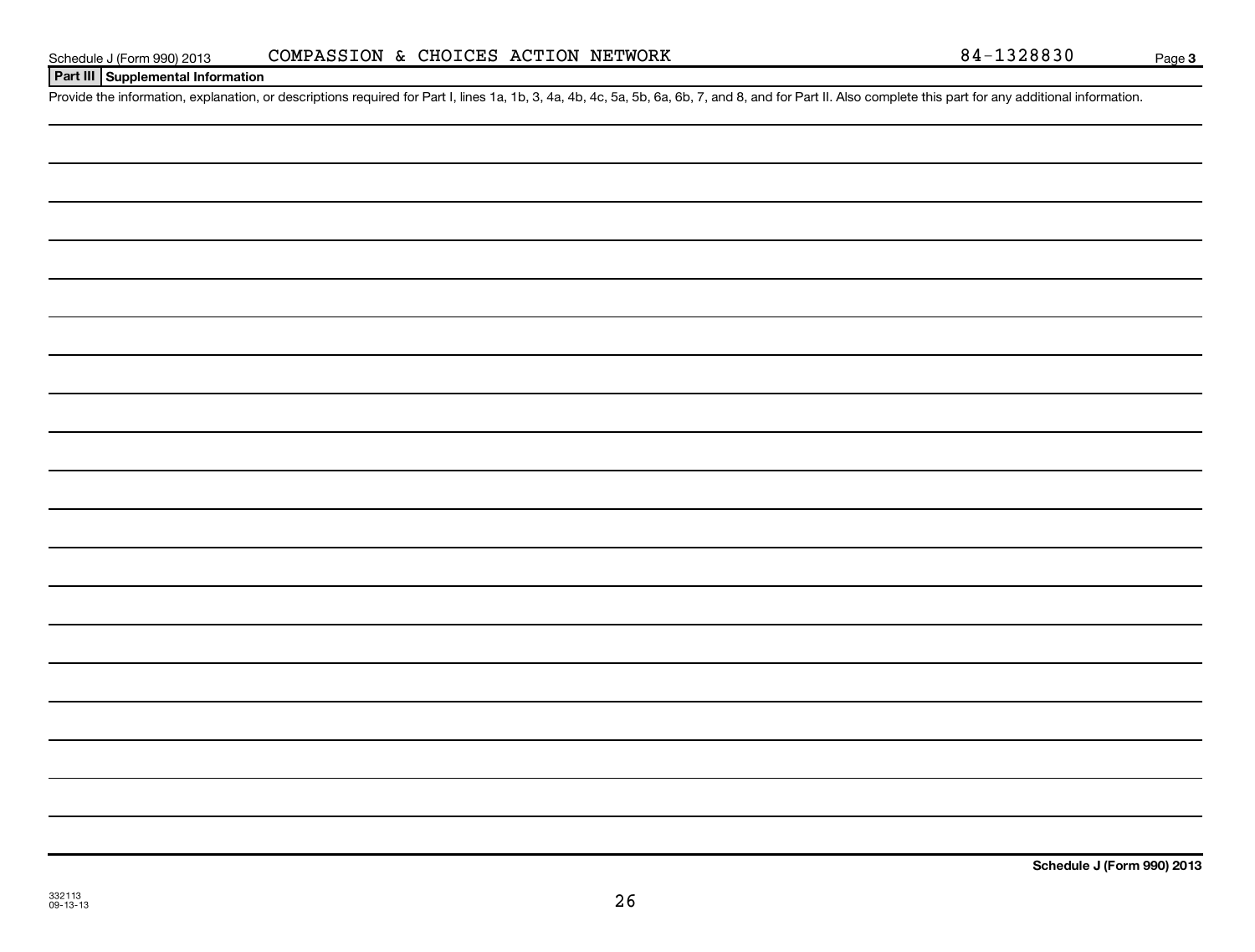## Part III Supplemental Information

Provide the information, explanation, or descriptions required for Part I, lines 1a, 1b, 3, 4a, 4b, 4c, 5a, 5b, 6a, 6b, 7, and 8, and for Part II. Also complete this part for any additional information.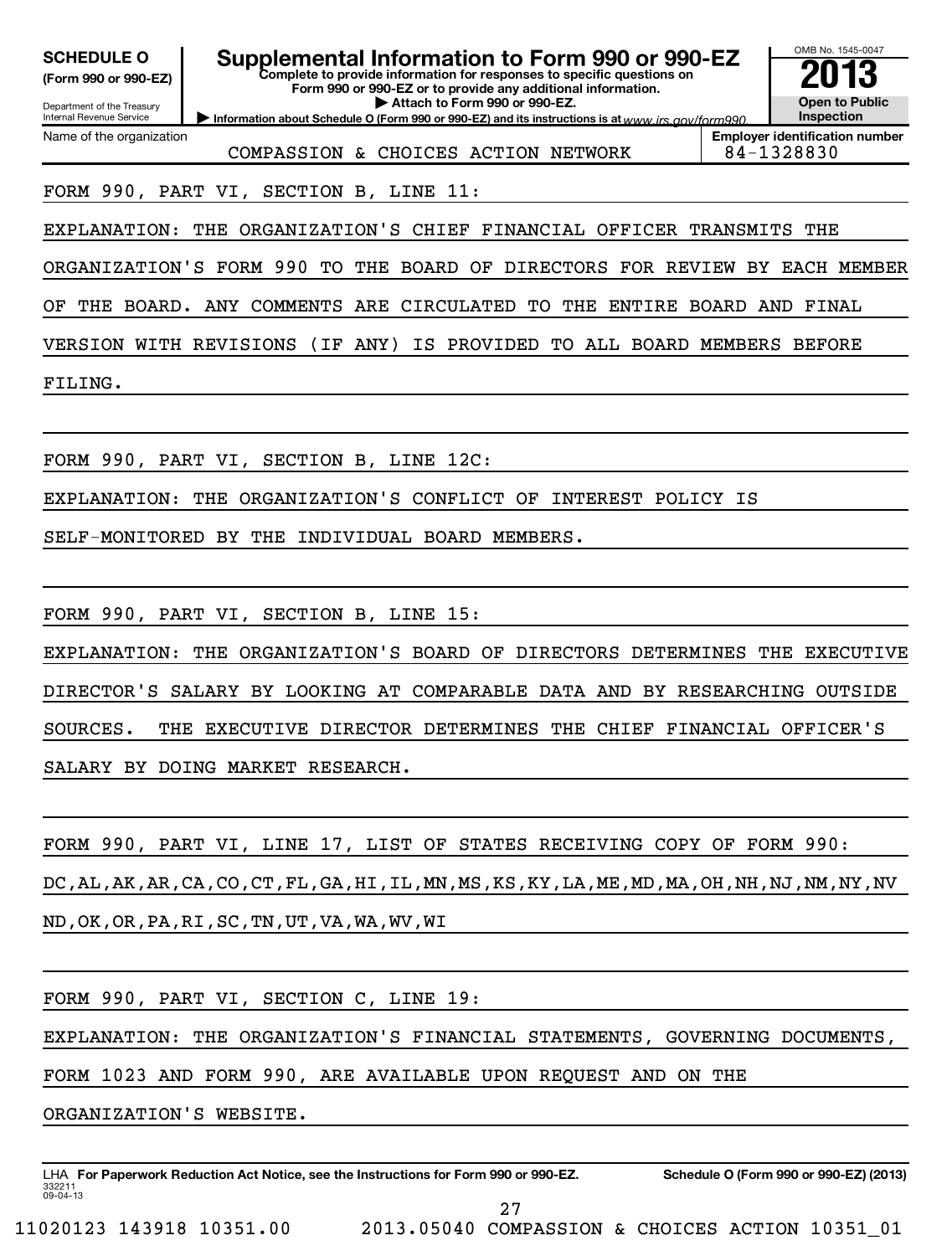**SCHEDULE O**
**(Form 990 or 990-EZ)**

Department of the Treasury
Internal Revenue Service

# Supplemental Information to Form 990 or 990-EZ

**Complete to provide information for responses to specific questions on Form 990 or 990-EZ or to provide any additional information.**

**▶ Attach to Form 990 or 990-EZ.**

**▶ Information about Schedule O (Form 990 or 990-EZ) and its instructions is at** *www.irs.gov/form990.*

OMB No. 1545-0047

**2013**

**Open to Public Inspection**

| Name of the organization | Employer identification number |
|---|---|
| COMPASSION & CHOICES ACTION NETWORK | 84-1328830 |

FORM 990, PART VI, SECTION B, LINE 11:

EXPLANATION: THE ORGANIZATION'S CHIEF FINANCIAL OFFICER TRANSMITS THE ORGANIZATION'S FORM 990 TO THE BOARD OF DIRECTORS FOR REVIEW BY EACH MEMBER OF THE BOARD. ANY COMMENTS ARE CIRCULATED TO THE ENTIRE BOARD AND FINAL VERSION WITH REVISIONS (IF ANY) IS PROVIDED TO ALL BOARD MEMBERS BEFORE FILING.

FORM 990, PART VI, SECTION B, LINE 12C:

EXPLANATION: THE ORGANIZATION'S CONFLICT OF INTEREST POLICY IS SELF-MONITORED BY THE INDIVIDUAL BOARD MEMBERS.

FORM 990, PART VI, SECTION B, LINE 15:

EXPLANATION: THE ORGANIZATION'S BOARD OF DIRECTORS DETERMINES THE EXECUTIVE DIRECTOR'S SALARY BY LOOKING AT COMPARABLE DATA AND BY RESEARCHING OUTSIDE SOURCES. THE EXECUTIVE DIRECTOR DETERMINES THE CHIEF FINANCIAL OFFICER'S SALARY BY DOING MARKET RESEARCH.

FORM 990, PART VI, LINE 17, LIST OF STATES RECEIVING COPY OF FORM 990:

DC,AL,AK,AR,CA,CO,CT,FL,GA,HI,IL,MN,MS,KS,KY,LA,ME,MD,MA,OH,NH,NJ,NM,NY,NV ND,OK,OR,PA,RI,SC,TN,UT,VA,WA,WV,WI

FORM 990, PART VI, SECTION C, LINE 19:

EXPLANATION: THE ORGANIZATION'S FINANCIAL STATEMENTS, GOVERNING DOCUMENTS, FORM 1023 AND FORM 990, ARE AVAILABLE UPON REQUEST AND ON THE ORGANIZATION'S WEBSITE.

LHA **For Paperwork Reduction Act Notice, see the Instructions for Form 990 or 990-EZ.** **Schedule O (Form 990 or 990-EZ) (2013)**

332211
09-04-13

11020123 143918 10351.00 2013.05040 COMPASSION & CHOICES ACTION 10351_01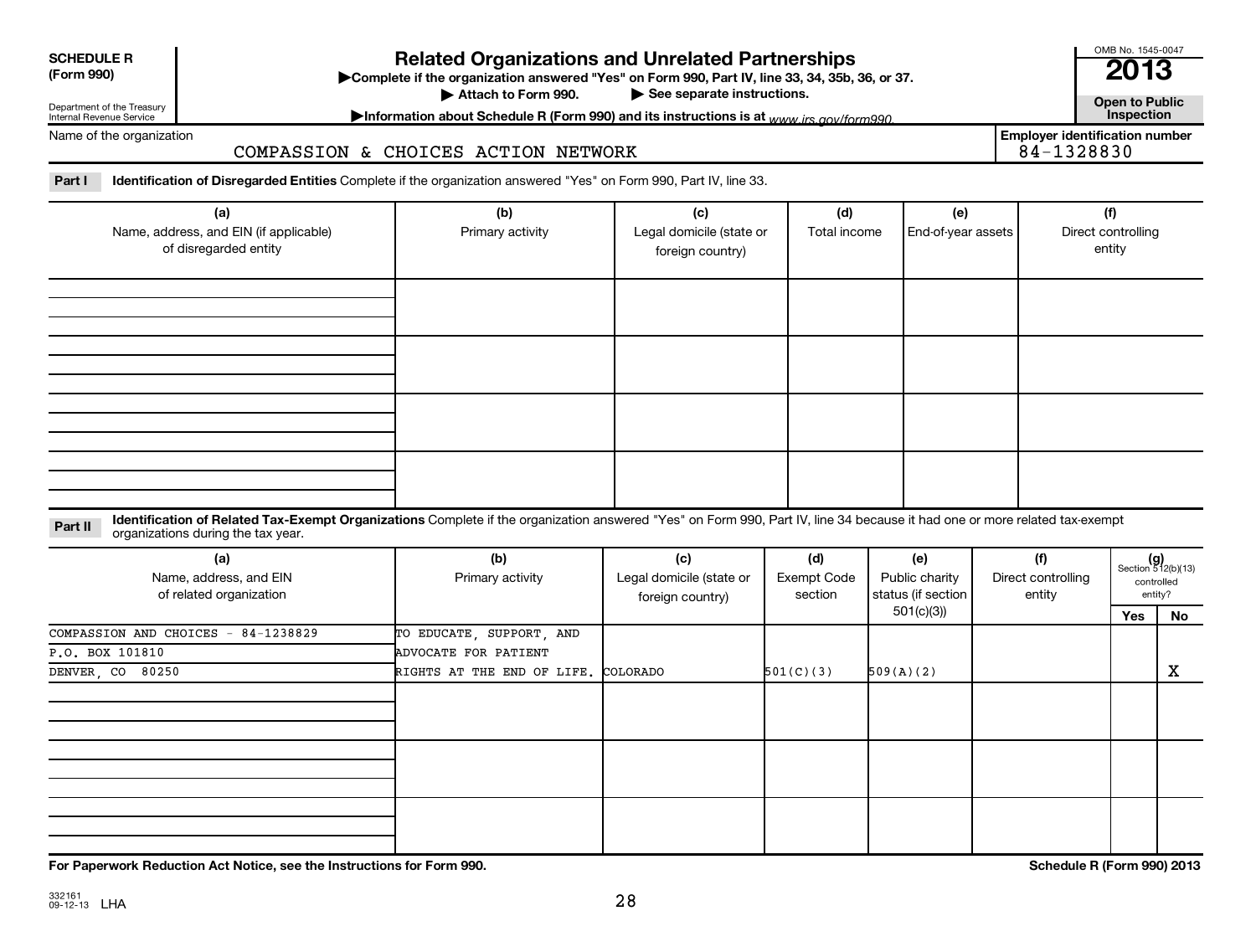**SCHEDULE R (Form 990)**

Department of the Treasury
Internal Revenue Service

# Related Organizations and Unrelated Partnerships

▶Complete if the organization answered "Yes" on Form 990, Part IV, line 33, 34, 35b, 36, or 37.
▶ Attach to Form 990. ▶ See separate instructions.
▶Information about Schedule R (Form 990) and its instructions is at www.irs.gov/form990.

OMB No. 1545-0047
**2013**
**Open to Public Inspection**

Name of the organization: COMPASSION & CHOICES ACTION NETWORK

Employer identification number: 84-1328830

**Part I** **Identification of Disregarded Entities** Complete if the organization answered "Yes" on Form 990, Part IV, line 33.

| (a) Name, address, and EIN (if applicable) of disregarded entity | (b) Primary activity | (c) Legal domicile (state or foreign country) | (d) Total income | (e) End-of-year assets | (f) Direct controlling entity |
|---|---|---|---|---|---|
| | | | | | |
| | | | | | |
| | | | | | |
| | | | | | |

**Part II** **Identification of Related Tax-Exempt Organizations** Complete if the organization answered "Yes" on Form 990, Part IV, line 34 because it had one or more related tax-exempt organizations during the tax year.

| (a) Name, address, and EIN of related organization | (b) Primary activity | (c) Legal domicile (state or foreign country) | (d) Exempt Code section | (e) Public charity status (if section 501(c)(3)) | (f) Direct controlling entity | (g) Section 512(b)(13) controlled entity? Yes | No |
|---|---|---|---|---|---|---|---|
| COMPASSION AND CHOICES - 84-1238829<br>P.O. BOX 101810<br>DENVER, CO 80250 | TO EDUCATE, SUPPORT, AND ADVOCATE FOR PATIENT RIGHTS AT THE END OF LIFE. | COLORADO | 501(C)(3) | 509(A)(2) | | | X |
| | | | | | | | |
| | | | | | | | |
| | | | | | | | |

**For Paperwork Reduction Act Notice, see the Instructions for Form 990.** **Schedule R (Form 990) 2013**

332161 09-12-13 LHA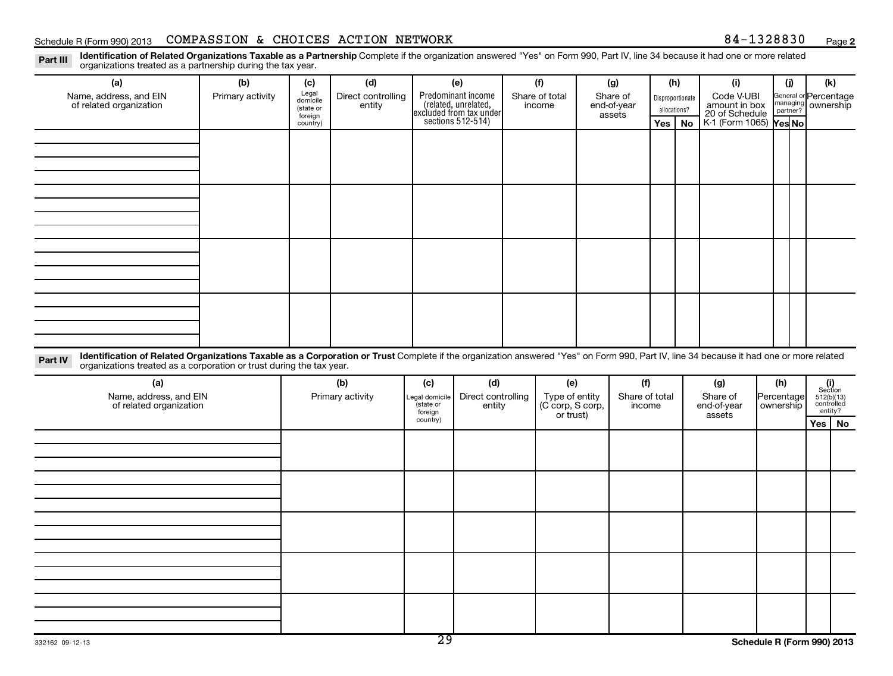Schedule R (Form 990) 2013 COMPASSION & CHOICES ACTION NETWORK 84-1328830 Page 2

**Part III** **Identification of Related Organizations Taxable as a Partnership** Complete if the organization answered "Yes" on Form 990, Part IV, line 34 because it had one or more related organizations treated as a partnership during the tax year.

| (a) Name, address, and EIN of related organization | (b) Primary activity | (c) Legal domicile (state or foreign country) | (d) Direct controlling entity | (e) Predominant income (related, unrelated, excluded from tax under sections 512-514) | (f) Share of total income | (g) Share of end-of-year assets | (h) Disproportionate allocations? | | (i) Code V-UBI amount in box 20 of Schedule K-1 (Form 1065) | (j) General or managing partner? | | (k) Percentage ownership |
|---|---|---|---|---|---|---|---|---|---|---|---|---|
| | | | | | | | Yes | No | | Yes | No | |
| | | | | | | | | | | | | |
| | | | | | | | | | | | | |
| | | | | | | | | | | | | |
| | | | | | | | | | | | | |

**Part IV** **Identification of Related Organizations Taxable as a Corporation or Trust** Complete if the organization answered "Yes" on Form 990, Part IV, line 34 because it had one or more related organizations treated as a corporation or trust during the tax year.

| (a) Name, address, and EIN of related organization | (b) Primary activity | (c) Legal domicile (state or foreign country) | (d) Direct controlling entity | (e) Type of entity (C corp, S corp, or trust) | (f) Share of total income | (g) Share of end-of-year assets | (h) Percentage ownership | (i) Section 512(b)(13) controlled entity? | |
|---|---|---|---|---|---|---|---|---|---|
| | | | | | | | | Yes | No |
| | | | | | | | | | |
| | | | | | | | | | |
| | | | | | | | | | |
| | | | | | | | | | |
| | | | | | | | | | |

332162 09-12-13 Schedule R (Form 990) 2013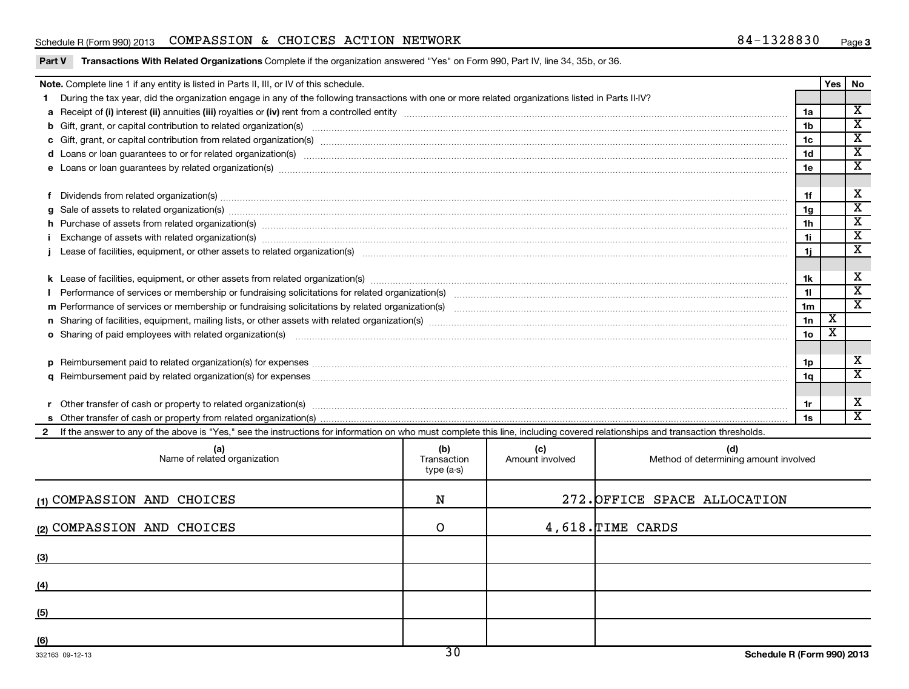Schedule R (Form 990) 2013 COMPASSION & CHOICES ACTION NETWORK 84-1328830 Page 3

**Part V Transactions With Related Organizations** Complete if the organization answered "Yes" on Form 990, Part IV, line 34, 35b, or 36.

| Note. Complete line 1 if any entity is listed in Parts II, III, or IV of this schedule. | | Yes | No |
|---|---|---|---|
| 1 During the tax year, did the organization engage in any of the following transactions with one or more related organizations listed in Parts II-IV? | | | |
| a Receipt of (i) interest (ii) annuities (iii) royalties or (iv) rent from a controlled entity | 1a | | X |
| b Gift, grant, or capital contribution to related organization(s) | 1b | | X |
| c Gift, grant, or capital contribution from related organization(s) | 1c | | X |
| d Loans or loan guarantees to or for related organization(s) | 1d | | X |
| e Loans or loan guarantees by related organization(s) | 1e | | X |
| f Dividends from related organization(s) | 1f | | X |
| g Sale of assets to related organization(s) | 1g | | X |
| h Purchase of assets from related organization(s) | 1h | | X |
| i Exchange of assets with related organization(s) | 1i | | X |
| j Lease of facilities, equipment, or other assets to related organization(s) | 1j | | X |
| k Lease of facilities, equipment, or other assets from related organization(s) | 1k | | X |
| l Performance of services or membership or fundraising solicitations for related organization(s) | 1l | | X |
| m Performance of services or membership or fundraising solicitations by related organization(s) | 1m | | X |
| n Sharing of facilities, equipment, mailing lists, or other assets with related organization(s) | 1n | X | |
| o Sharing of paid employees with related organization(s) | 1o | X | |
| p Reimbursement paid to related organization(s) for expenses | 1p | | X |
| q Reimbursement paid by related organization(s) for expenses | 1q | | X |
| r Other transfer of cash or property to related organization(s) | 1r | | X |
| s Other transfer of cash or property from related organization(s) | 1s | | X |

2 If the answer to any of the above is "Yes," see the instructions for information on who must complete this line, including covered relationships and transaction thresholds.

| (a) Name of related organization | (b) Transaction type (a-s) | (c) Amount involved | (d) Method of determining amount involved |
|---|---|---|---|
| (1) COMPASSION AND CHOICES | N | 272. | OFFICE SPACE ALLOCATION |
| (2) COMPASSION AND CHOICES | O | 4,618. | TIME CARDS |
| (3) | | | |
| (4) | | | |
| (5) | | | |
| (6) | | | |

332163 09-12-13 Schedule R (Form 990) 2013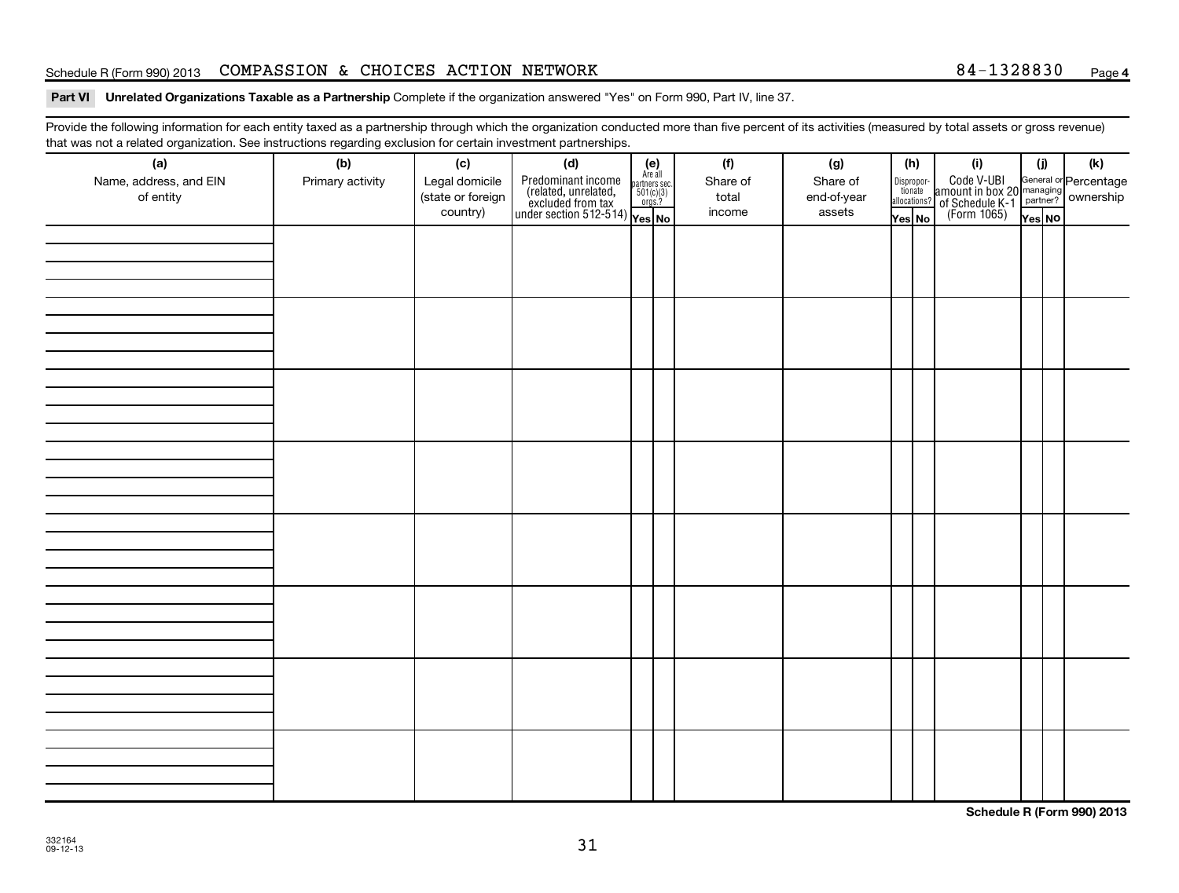Schedule R (Form 990) 2013 COMPASSION & CHOICES ACTION NETWORK 84-1328830 Page 4

**Part VI Unrelated Organizations Taxable as a Partnership** Complete if the organization answered "Yes" on Form 990, Part IV, line 37.

Provide the following information for each entity taxed as a partnership through which the organization conducted more than five percent of its activities (measured by total assets or gross revenue) that was not a related organization. See instructions regarding exclusion for certain investment partnerships.

| (a) Name, address, and EIN of entity | (b) Primary activity | (c) Legal domicile (state or foreign country) | (d) Predominant income (related, unrelated, excluded from tax under section 512-514) | (e) Are all partners sec. 501(c)(3) orgs.? Yes | (e) No | (f) Share of total income | (g) Share of end-of-year assets | (h) Dispropor-tionate allocations? Yes | (h) No | (i) Code V-UBI amount in box 20 of Schedule K-1 (Form 1065) | (j) General or managing partner? Yes | (j) No | (k) Percentage ownership |
|---|---|---|---|---|---|---|---|---|---|---|---|---|---|
| | | | | | | | | | | | | | |
| | | | | | | | | | | | | | |
| | | | | | | | | | | | | | |
| | | | | | | | | | | | | | |
| | | | | | | | | | | | | | |
| | | | | | | | | | | | | | |
| | | | | | | | | | | | | | |
| | | | | | | | | | | | | | |

Schedule R (Form 990) 2013

332164
09-12-13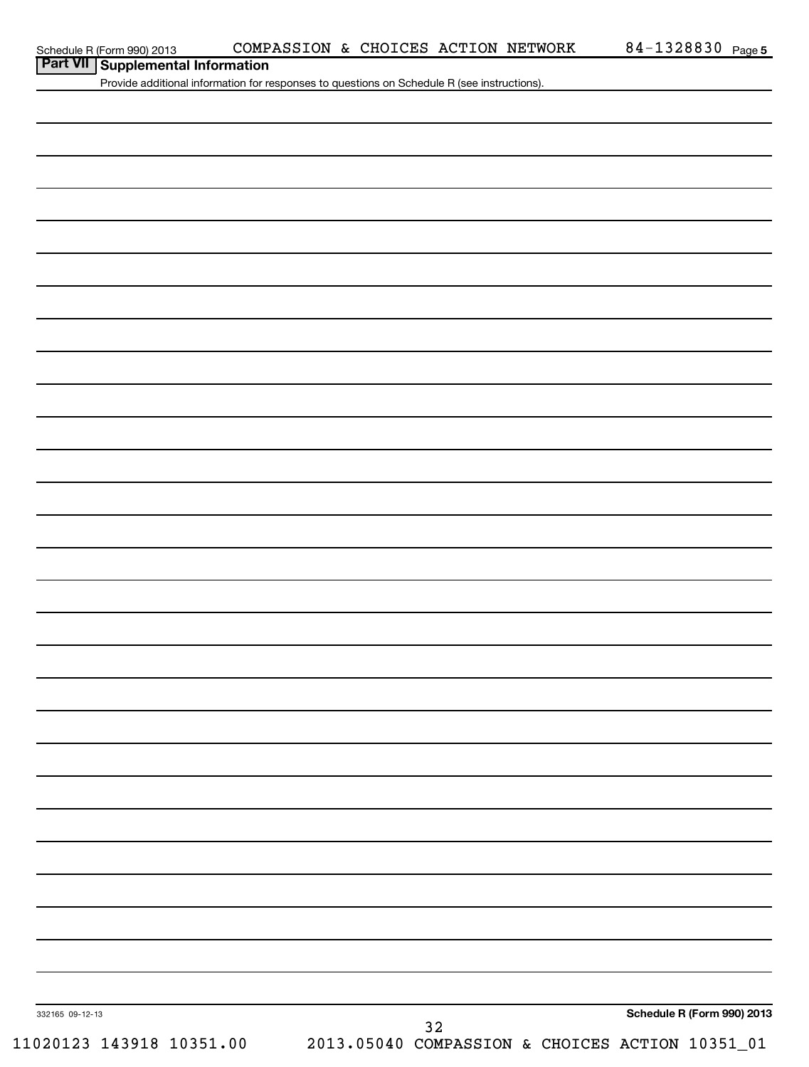## Part VII Supplemental Information

Provide additional information for responses to questions on Schedule R (see instructions).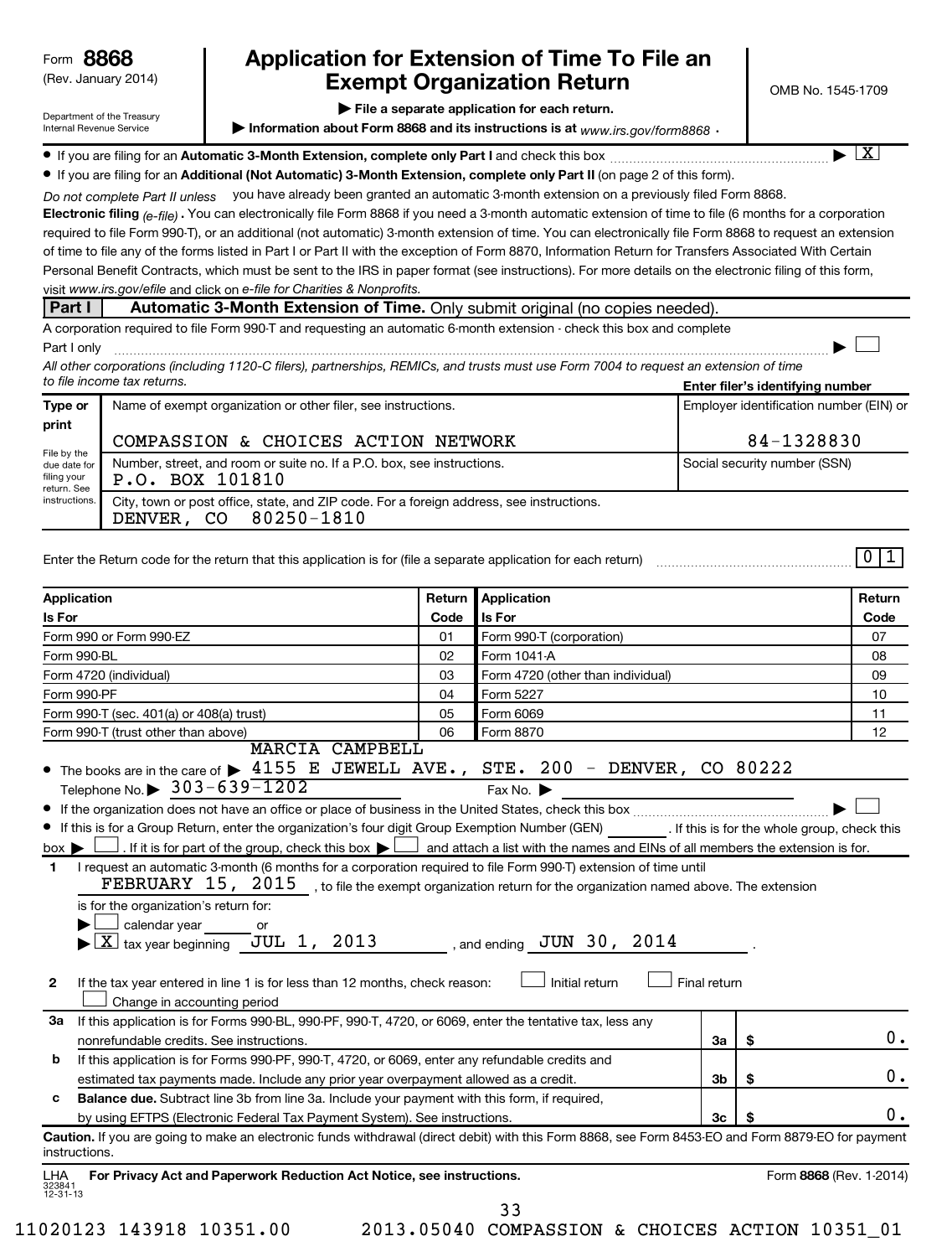Form **8868** (Rev. January 2014)

Department of the Treasury
Internal Revenue Service

# Application for Extension of Time To File an Exempt Organization Return

▶ **File a separate application for each return.**

▶ **Information about Form 8868 and its instructions is at** *www.irs.gov/form8868* .

OMB No. 1545-1709

- If you are filing for an **Automatic 3-Month Extension, complete only Part I** and check this box ▶ [X]
- If you are filing for an **Additional (Not Automatic) 3-Month Extension, complete only Part II** (on page 2 of this form).

*Do not complete Part II unless* you have already been granted an automatic 3-month extension on a previously filed Form 8868.

**Electronic filing** *(e-file)*. You can electronically file Form 8868 if you need a 3-month automatic extension of time to file (6 months for a corporation required to file Form 990-T), or an additional (not automatic) 3-month extension of time. You can electronically file Form 8868 to request an extension of time to file any of the forms listed in Part I or Part II with the exception of Form 8870, Information Return for Transfers Associated With Certain Personal Benefit Contracts, which must be sent to the IRS in paper format (see instructions). For more details on the electronic filing of this form, visit *www.irs.gov/efile* and click on *e-file for Charities & Nonprofits*.

**Part I** **Automatic 3-Month Extension of Time.** Only submit original (no copies needed).

A corporation required to file Form 990-T and requesting an automatic 6-month extension - check this box and complete Part I only ▶ [ ]

*All other corporations (including 1120-C filers), partnerships, REMICs, and trusts must use Form 7004 to request an extension of time to file income tax returns.*

**Enter filer's identifying number**

| Type or print | Name of exempt organization or other filer, see instructions. | Employer identification number (EIN) or |
|---|---|---|
| File by the due date for filing your return. See instructions. | COMPASSION & CHOICES ACTION NETWORK | 84-1328830 |
| | Number, street, and room or suite no. If a P.O. box, see instructions. P.O. BOX 101810 | Social security number (SSN) |
| | City, town or post office, state, and ZIP code. For a foreign address, see instructions. DENVER, CO 80250-1810 | |

Enter the Return code for the return that this application is for (file a separate application for each return) ........ 0 1

| Application Is For | Return Code | Application Is For | Return Code |
|---|---|---|---|
| Form 990 or Form 990-EZ | 01 | Form 990-T (corporation) | 07 |
| Form 990-BL | 02 | Form 1041-A | 08 |
| Form 4720 (individual) | 03 | Form 4720 (other than individual) | 09 |
| Form 990-PF | 04 | Form 5227 | 10 |
| Form 990-T (sec. 401(a) or 408(a) trust) | 05 | Form 6069 | 11 |
| Form 990-T (trust other than above) | 06 | Form 8870 | 12 |

- The books are in the care of ▶ MARCIA CAMPBELL 4155 E JEWELL AVE., STE. 200 - DENVER, CO 80222

  Telephone No. ▶ 303-639-1202 Fax No. ▶
- If the organization does not have an office or place of business in the United States, check this box ▶ [ ]
- If this is for a Group Return, enter the organization's four digit Group Exemption Number (GEN) ______ . If this is for the whole group, check this box ▶ [ ] . If it is for part of the group, check this box ▶ [ ] and attach a list with the names and EINs of all members the extension is for.

**1** I request an automatic 3-month (6 months for a corporation required to file Form 990-T) extension of time until FEBRUARY 15, 2015 , to file the exempt organization return for the organization named above. The extension is for the organization's return for:

▶ [ ] calendar year ______ or

▶ [X] tax year beginning JUL 1, 2013 , and ending JUN 30, 2014 .

**2** If the tax year entered in line 1 is for less than 12 months, check reason: [ ] Initial return [ ] Final return [ ] Change in accounting period

| | | | |
|---|---|---|---|
| **3a** If this application is for Forms 990-BL, 990-PF, 990-T, 4720, or 6069, enter the tentative tax, less any nonrefundable credits. See instructions. | 3a | $ | 0. |
| **b** If this application is for Forms 990-PF, 990-T, 4720, or 6069, enter any refundable credits and estimated tax payments made. Include any prior year overpayment allowed as a credit. | 3b | $ | 0. |
| **c** **Balance due.** Subtract line 3b from line 3a. Include your payment with this form, if required, by using EFTPS (Electronic Federal Tax Payment System). See instructions. | 3c | $ | 0. |

**Caution.** If you are going to make an electronic funds withdrawal (direct debit) with this Form 8868, see Form 8453-EO and Form 8879-EO for payment instructions.

LHA **For Privacy Act and Paperwork Reduction Act Notice, see instructions.** Form **8868** (Rev. 1-2014)

323841 12-31-13

11020123 143918 10351.00 2013.05040 COMPASSION & CHOICES ACTION 10351_01